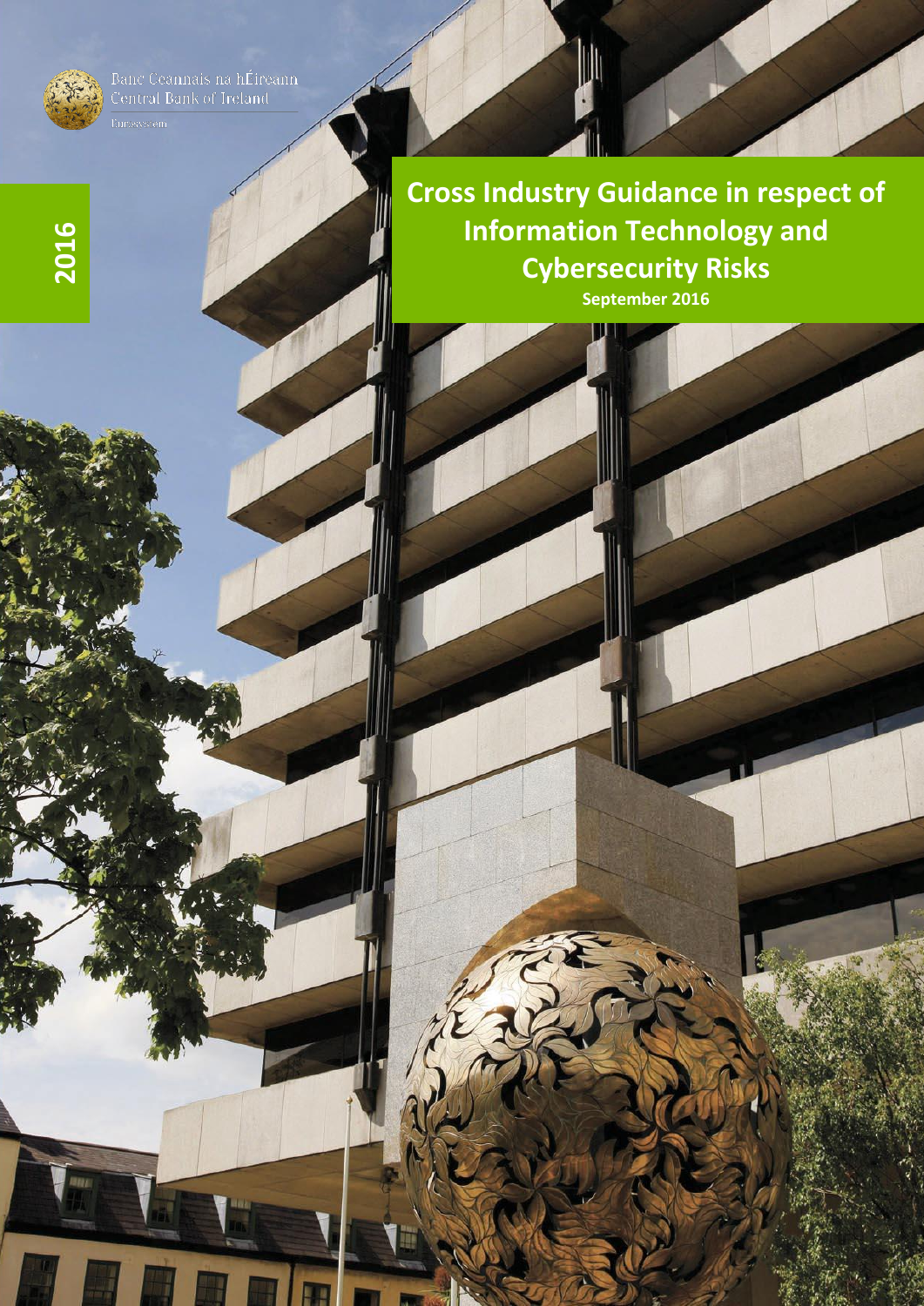Banc Ceannais na hÉireann
Central Bank of Ireland

Eurosystem

2016

# Cross Industry Guidance in respect of Information Technology and Cybersecurity Risks

**September 2016**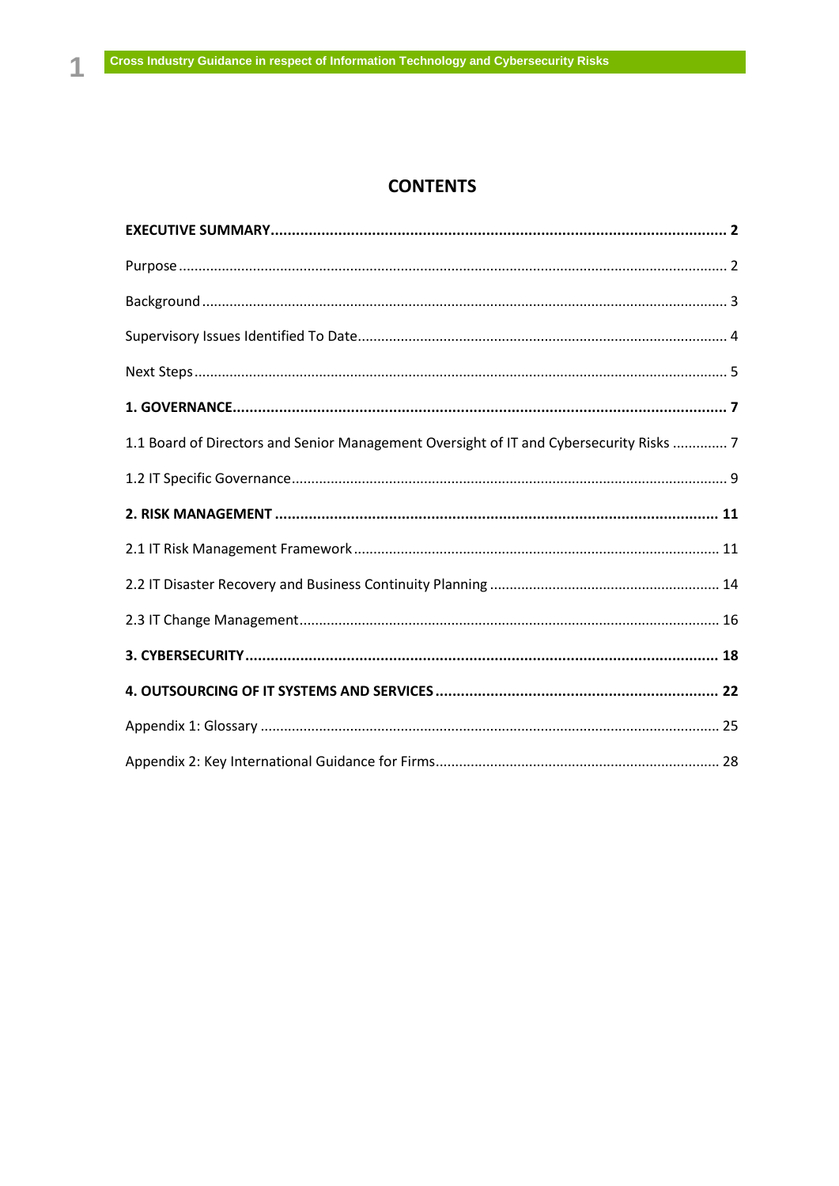# CONTENTS

**EXECUTIVE SUMMARY** .......... **2**

Purpose .......... 2

Background .......... 3

Supervisory Issues Identified To Date .......... 4

Next Steps .......... 5

**1. GOVERNANCE** .......... **7**

1.1 Board of Directors and Senior Management Oversight of IT and Cybersecurity Risks .......... 7

1.2 IT Specific Governance .......... 9

**2. RISK MANAGEMENT** .......... **11**

2.1 IT Risk Management Framework .......... 11

2.2 IT Disaster Recovery and Business Continuity Planning .......... 14

2.3 IT Change Management .......... 16

**3. CYBERSECURITY** .......... **18**

**4. OUTSOURCING OF IT SYSTEMS AND SERVICES** .......... **22**

Appendix 1: Glossary .......... 25

Appendix 2: Key International Guidance for Firms .......... 28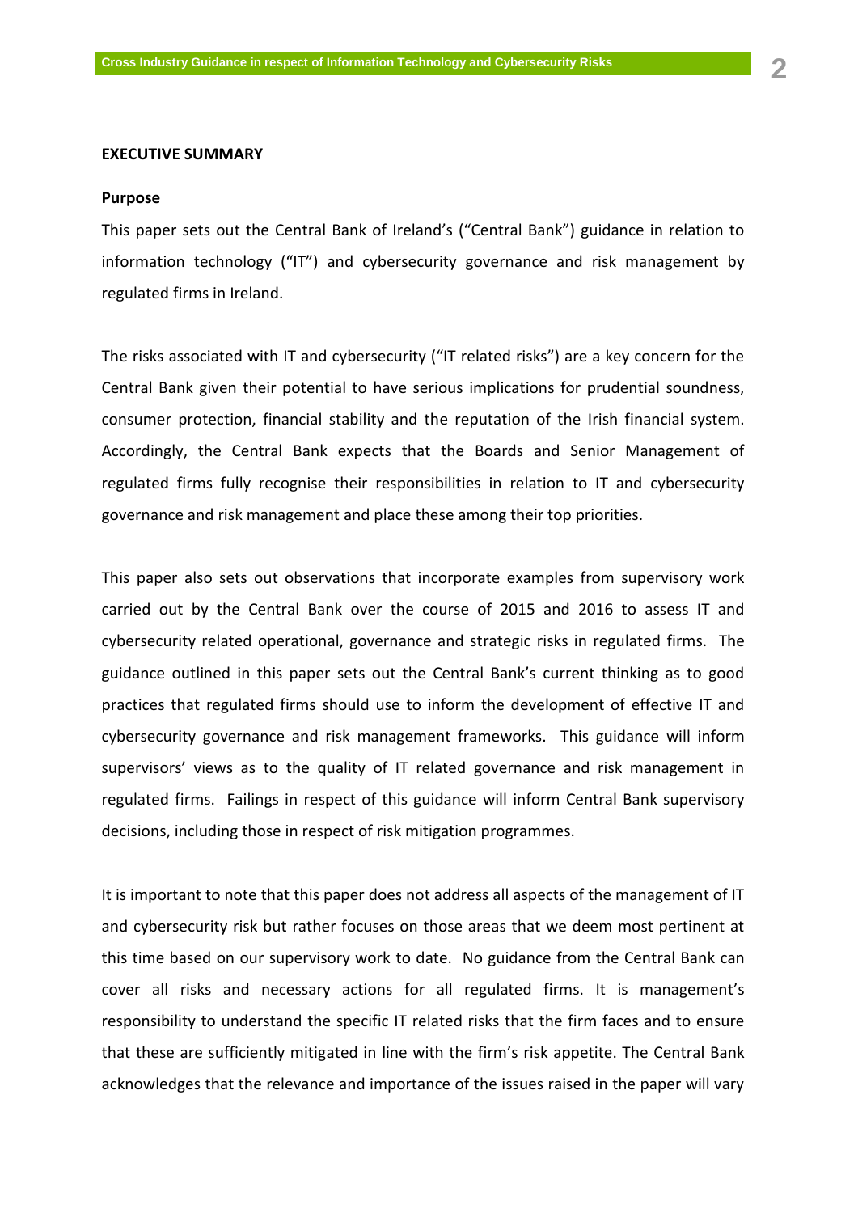## EXECUTIVE SUMMARY

### Purpose

This paper sets out the Central Bank of Ireland's ("Central Bank") guidance in relation to information technology ("IT") and cybersecurity governance and risk management by regulated firms in Ireland.

The risks associated with IT and cybersecurity ("IT related risks") are a key concern for the Central Bank given their potential to have serious implications for prudential soundness, consumer protection, financial stability and the reputation of the Irish financial system. Accordingly, the Central Bank expects that the Boards and Senior Management of regulated firms fully recognise their responsibilities in relation to IT and cybersecurity governance and risk management and place these among their top priorities.

This paper also sets out observations that incorporate examples from supervisory work carried out by the Central Bank over the course of 2015 and 2016 to assess IT and cybersecurity related operational, governance and strategic risks in regulated firms. The guidance outlined in this paper sets out the Central Bank's current thinking as to good practices that regulated firms should use to inform the development of effective IT and cybersecurity governance and risk management frameworks. This guidance will inform supervisors' views as to the quality of IT related governance and risk management in regulated firms. Failings in respect of this guidance will inform Central Bank supervisory decisions, including those in respect of risk mitigation programmes.

It is important to note that this paper does not address all aspects of the management of IT and cybersecurity risk but rather focuses on those areas that we deem most pertinent at this time based on our supervisory work to date. No guidance from the Central Bank can cover all risks and necessary actions for all regulated firms. It is management's responsibility to understand the specific IT related risks that the firm faces and to ensure that these are sufficiently mitigated in line with the firm's risk appetite. The Central Bank acknowledges that the relevance and importance of the issues raised in the paper will vary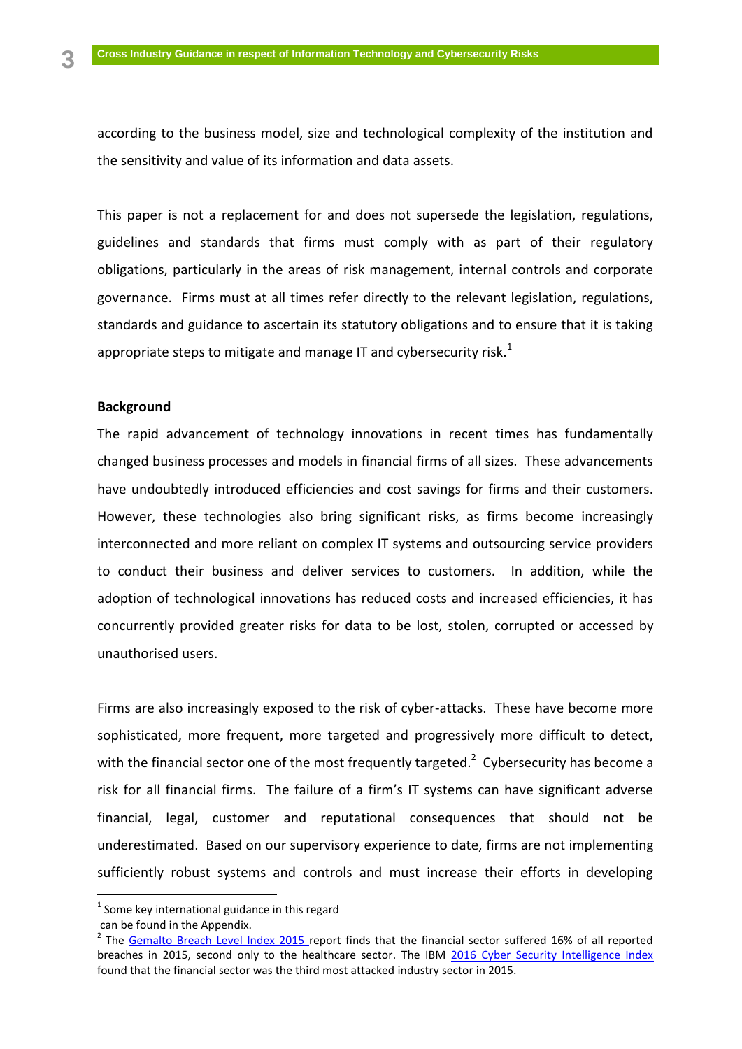according to the business model, size and technological complexity of the institution and the sensitivity and value of its information and data assets.

This paper is not a replacement for and does not supersede the legislation, regulations, guidelines and standards that firms must comply with as part of their regulatory obligations, particularly in the areas of risk management, internal controls and corporate governance. Firms must at all times refer directly to the relevant legislation, regulations, standards and guidance to ascertain its statutory obligations and to ensure that it is taking appropriate steps to mitigate and manage IT and cybersecurity risk.[1]

**Background**

The rapid advancement of technology innovations in recent times has fundamentally changed business processes and models in financial firms of all sizes. These advancements have undoubtedly introduced efficiencies and cost savings for firms and their customers. However, these technologies also bring significant risks, as firms become increasingly interconnected and more reliant on complex IT systems and outsourcing service providers to conduct their business and deliver services to customers. In addition, while the adoption of technological innovations has reduced costs and increased efficiencies, it has concurrently provided greater risks for data to be lost, stolen, corrupted or accessed by unauthorised users.

Firms are also increasingly exposed to the risk of cyber-attacks. These have become more sophisticated, more frequent, more targeted and progressively more difficult to detect, with the financial sector one of the most frequently targeted.[2] Cybersecurity has become a risk for all financial firms. The failure of a firm's IT systems can have significant adverse financial, legal, customer and reputational consequences that should not be underestimated. Based on our supervisory experience to date, firms are not implementing sufficiently robust systems and controls and must increase their efforts in developing

---

[1] Some key international guidance in this regard can be found in the Appendix.

[2] The Gemalto Breach Level Index 2015 report finds that the financial sector suffered 16% of all reported breaches in 2015, second only to the healthcare sector. The IBM 2016 Cyber Security Intelligence Index found that the financial sector was the third most attacked industry sector in 2015.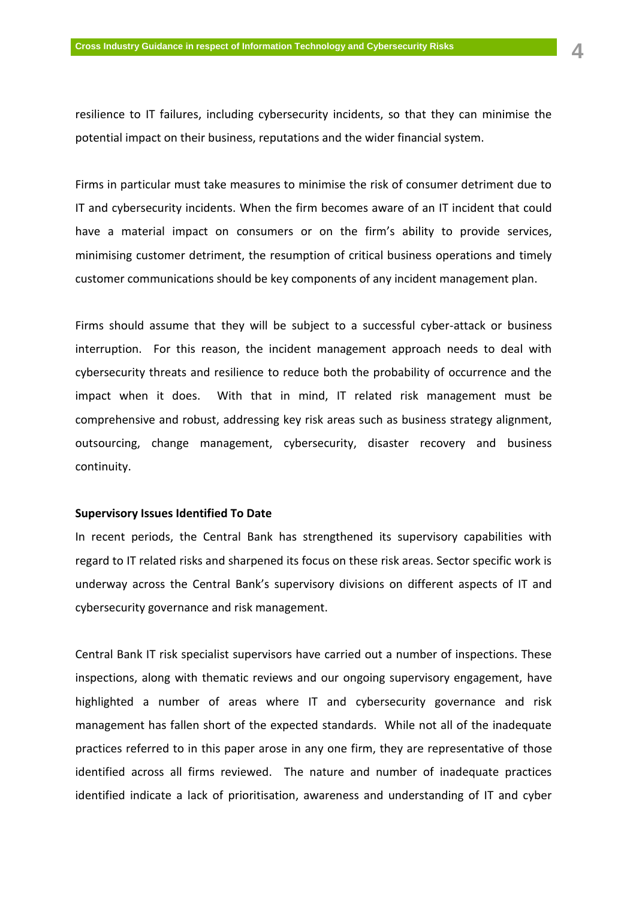resilience to IT failures, including cybersecurity incidents, so that they can minimise the potential impact on their business, reputations and the wider financial system.

Firms in particular must take measures to minimise the risk of consumer detriment due to IT and cybersecurity incidents. When the firm becomes aware of an IT incident that could have a material impact on consumers or on the firm's ability to provide services, minimising customer detriment, the resumption of critical business operations and timely customer communications should be key components of any incident management plan.

Firms should assume that they will be subject to a successful cyber-attack or business interruption. For this reason, the incident management approach needs to deal with cybersecurity threats and resilience to reduce both the probability of occurrence and the impact when it does. With that in mind, IT related risk management must be comprehensive and robust, addressing key risk areas such as business strategy alignment, outsourcing, change management, cybersecurity, disaster recovery and business continuity.

**Supervisory Issues Identified To Date**

In recent periods, the Central Bank has strengthened its supervisory capabilities with regard to IT related risks and sharpened its focus on these risk areas. Sector specific work is underway across the Central Bank's supervisory divisions on different aspects of IT and cybersecurity governance and risk management.

Central Bank IT risk specialist supervisors have carried out a number of inspections. These inspections, along with thematic reviews and our ongoing supervisory engagement, have highlighted a number of areas where IT and cybersecurity governance and risk management has fallen short of the expected standards. While not all of the inadequate practices referred to in this paper arose in any one firm, they are representative of those identified across all firms reviewed. The nature and number of inadequate practices identified indicate a lack of prioritisation, awareness and understanding of IT and cyber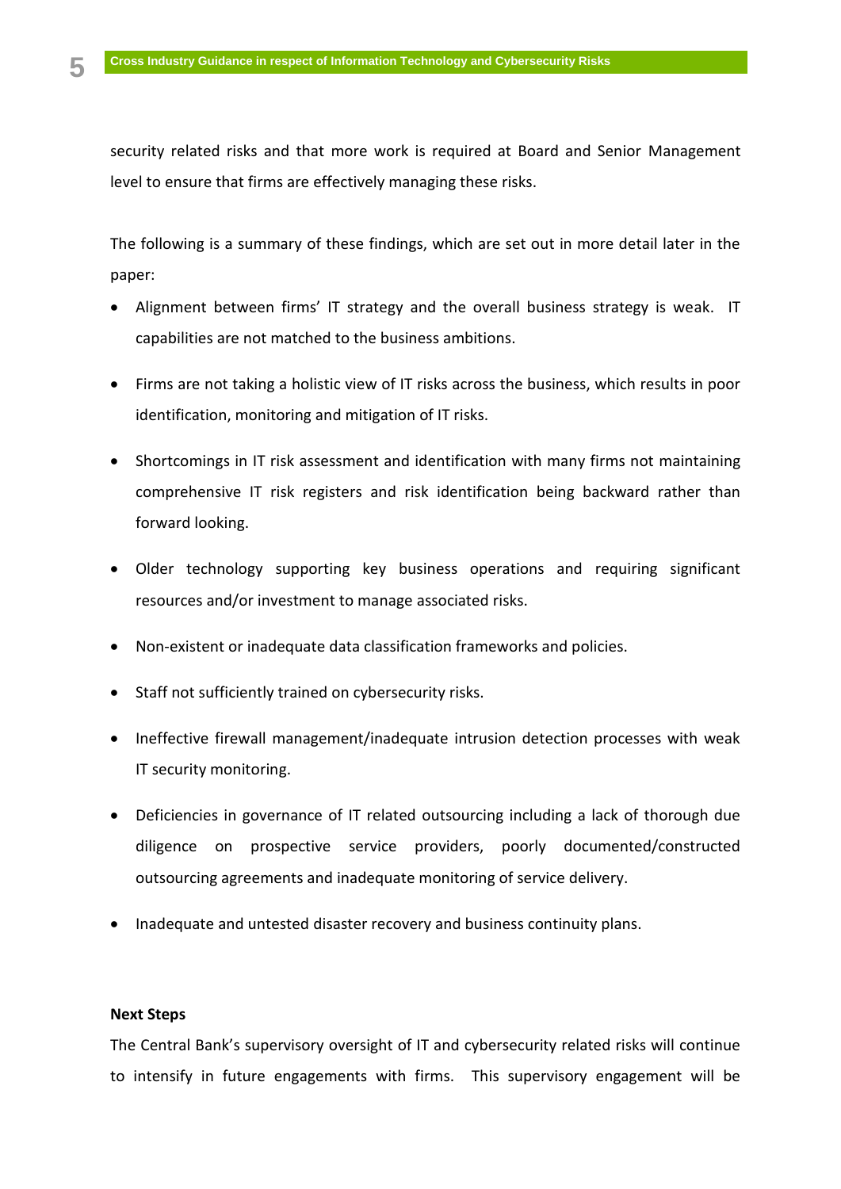security related risks and that more work is required at Board and Senior Management level to ensure that firms are effectively managing these risks.

The following is a summary of these findings, which are set out in more detail later in the paper:

- Alignment between firms' IT strategy and the overall business strategy is weak. IT capabilities are not matched to the business ambitions.
- Firms are not taking a holistic view of IT risks across the business, which results in poor identification, monitoring and mitigation of IT risks.
- Shortcomings in IT risk assessment and identification with many firms not maintaining comprehensive IT risk registers and risk identification being backward rather than forward looking.
- Older technology supporting key business operations and requiring significant resources and/or investment to manage associated risks.
- Non-existent or inadequate data classification frameworks and policies.
- Staff not sufficiently trained on cybersecurity risks.
- Ineffective firewall management/inadequate intrusion detection processes with weak IT security monitoring.
- Deficiencies in governance of IT related outsourcing including a lack of thorough due diligence on prospective service providers, poorly documented/constructed outsourcing agreements and inadequate monitoring of service delivery.
- Inadequate and untested disaster recovery and business continuity plans.

**Next Steps**

The Central Bank's supervisory oversight of IT and cybersecurity related risks will continue to intensify in future engagements with firms. This supervisory engagement will be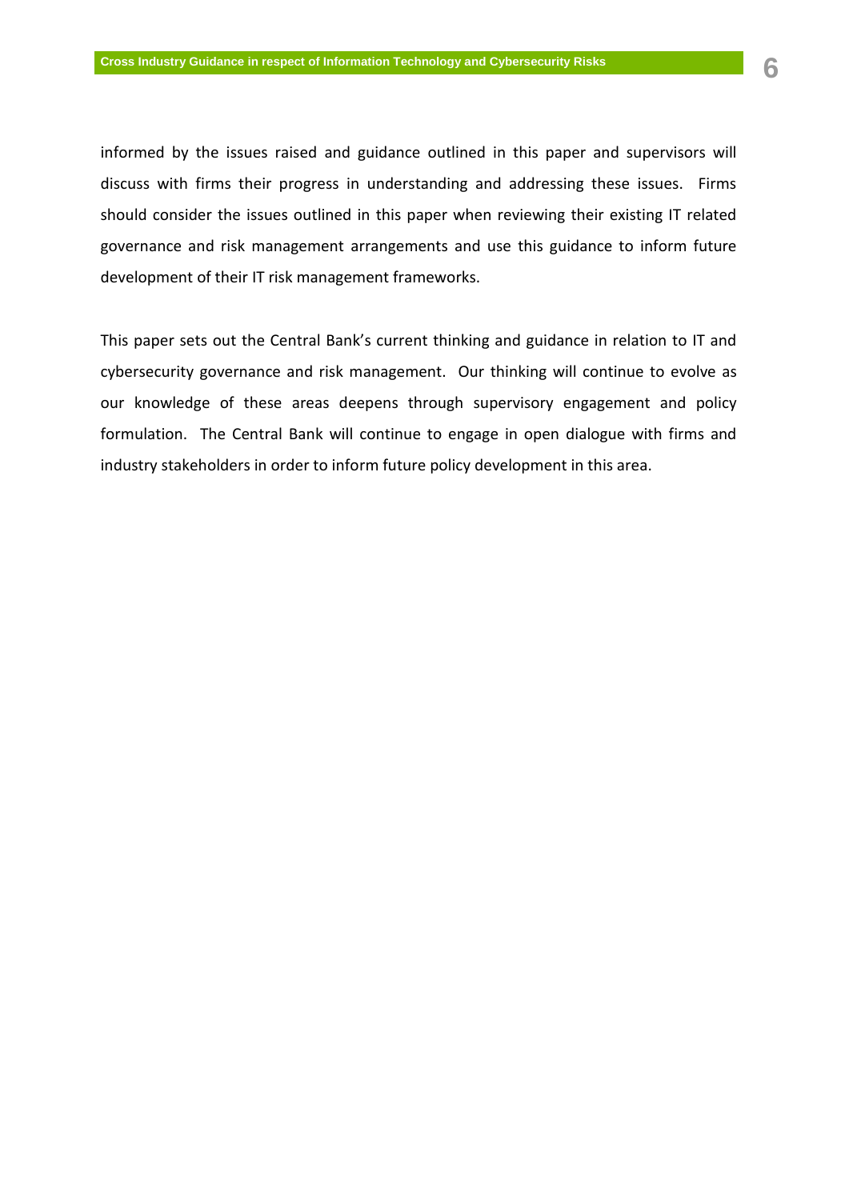informed by the issues raised and guidance outlined in this paper and supervisors will discuss with firms their progress in understanding and addressing these issues. Firms should consider the issues outlined in this paper when reviewing their existing IT related governance and risk management arrangements and use this guidance to inform future development of their IT risk management frameworks.

This paper sets out the Central Bank's current thinking and guidance in relation to IT and cybersecurity governance and risk management. Our thinking will continue to evolve as our knowledge of these areas deepens through supervisory engagement and policy formulation. The Central Bank will continue to engage in open dialogue with firms and industry stakeholders in order to inform future policy development in this area.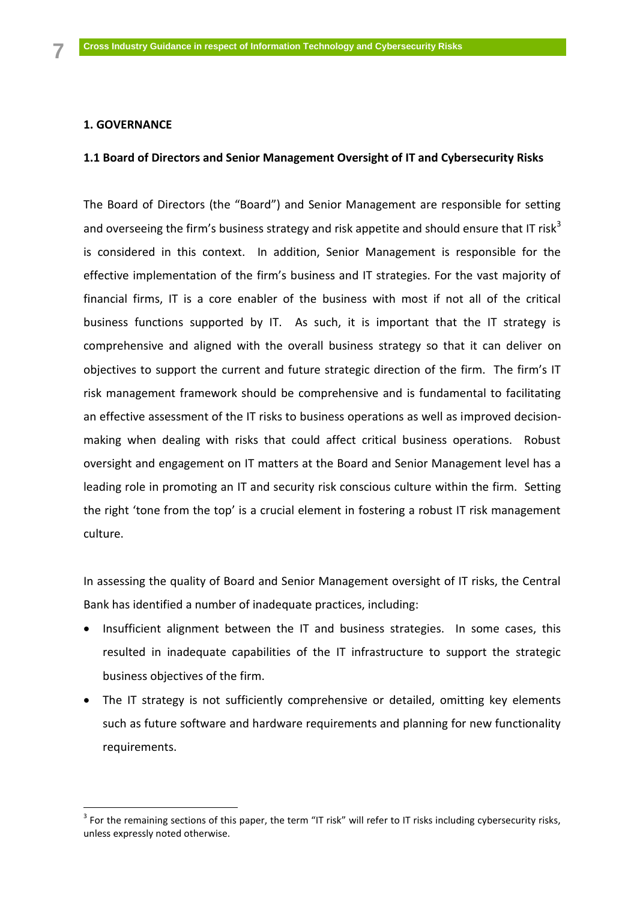## 1. GOVERNANCE

### 1.1 Board of Directors and Senior Management Oversight of IT and Cybersecurity Risks

The Board of Directors (the "Board") and Senior Management are responsible for setting and overseeing the firm's business strategy and risk appetite and should ensure that IT risk[3] is considered in this context. In addition, Senior Management is responsible for the effective implementation of the firm's business and IT strategies. For the vast majority of financial firms, IT is a core enabler of the business with most if not all of the critical business functions supported by IT. As such, it is important that the IT strategy is comprehensive and aligned with the overall business strategy so that it can deliver on objectives to support the current and future strategic direction of the firm. The firm's IT risk management framework should be comprehensive and is fundamental to facilitating an effective assessment of the IT risks to business operations as well as improved decision-making when dealing with risks that could affect critical business operations. Robust oversight and engagement on IT matters at the Board and Senior Management level has a leading role in promoting an IT and security risk conscious culture within the firm. Setting the right 'tone from the top' is a crucial element in fostering a robust IT risk management culture.

In assessing the quality of Board and Senior Management oversight of IT risks, the Central Bank has identified a number of inadequate practices, including:

- Insufficient alignment between the IT and business strategies. In some cases, this resulted in inadequate capabilities of the IT infrastructure to support the strategic business objectives of the firm.
- The IT strategy is not sufficiently comprehensive or detailed, omitting key elements such as future software and hardware requirements and planning for new functionality requirements.

[3] For the remaining sections of this paper, the term "IT risk" will refer to IT risks including cybersecurity risks, unless expressly noted otherwise.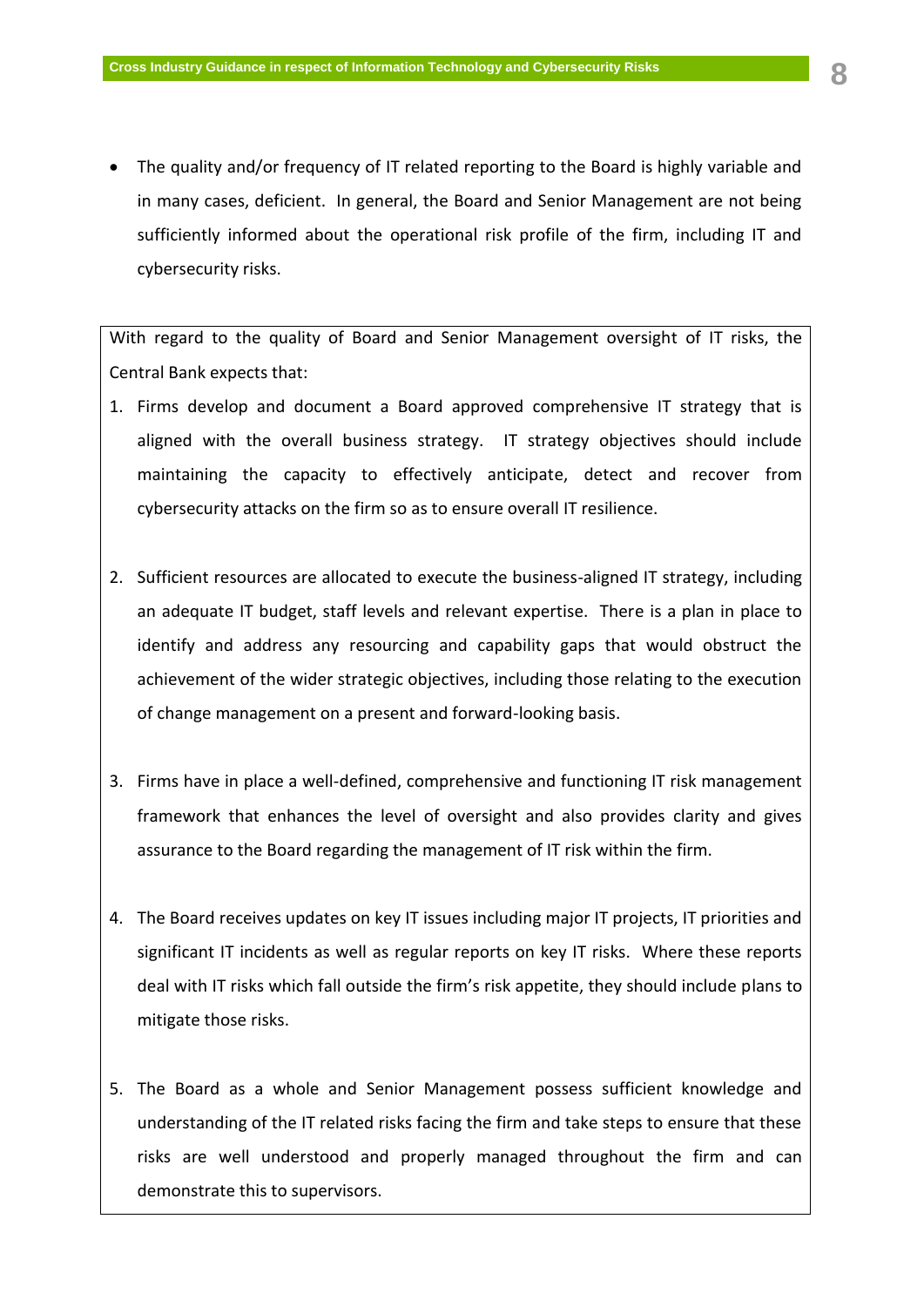- The quality and/or frequency of IT related reporting to the Board is highly variable and in many cases, deficient. In general, the Board and Senior Management are not being sufficiently informed about the operational risk profile of the firm, including IT and cybersecurity risks.

With regard to the quality of Board and Senior Management oversight of IT risks, the Central Bank expects that:

1. Firms develop and document a Board approved comprehensive IT strategy that is aligned with the overall business strategy. IT strategy objectives should include maintaining the capacity to effectively anticipate, detect and recover from cybersecurity attacks on the firm so as to ensure overall IT resilience.

2. Sufficient resources are allocated to execute the business-aligned IT strategy, including an adequate IT budget, staff levels and relevant expertise. There is a plan in place to identify and address any resourcing and capability gaps that would obstruct the achievement of the wider strategic objectives, including those relating to the execution of change management on a present and forward-looking basis.

3. Firms have in place a well-defined, comprehensive and functioning IT risk management framework that enhances the level of oversight and also provides clarity and gives assurance to the Board regarding the management of IT risk within the firm.

4. The Board receives updates on key IT issues including major IT projects, IT priorities and significant IT incidents as well as regular reports on key IT risks. Where these reports deal with IT risks which fall outside the firm's risk appetite, they should include plans to mitigate those risks.

5. The Board as a whole and Senior Management possess sufficient knowledge and understanding of the IT related risks facing the firm and take steps to ensure that these risks are well understood and properly managed throughout the firm and can demonstrate this to supervisors.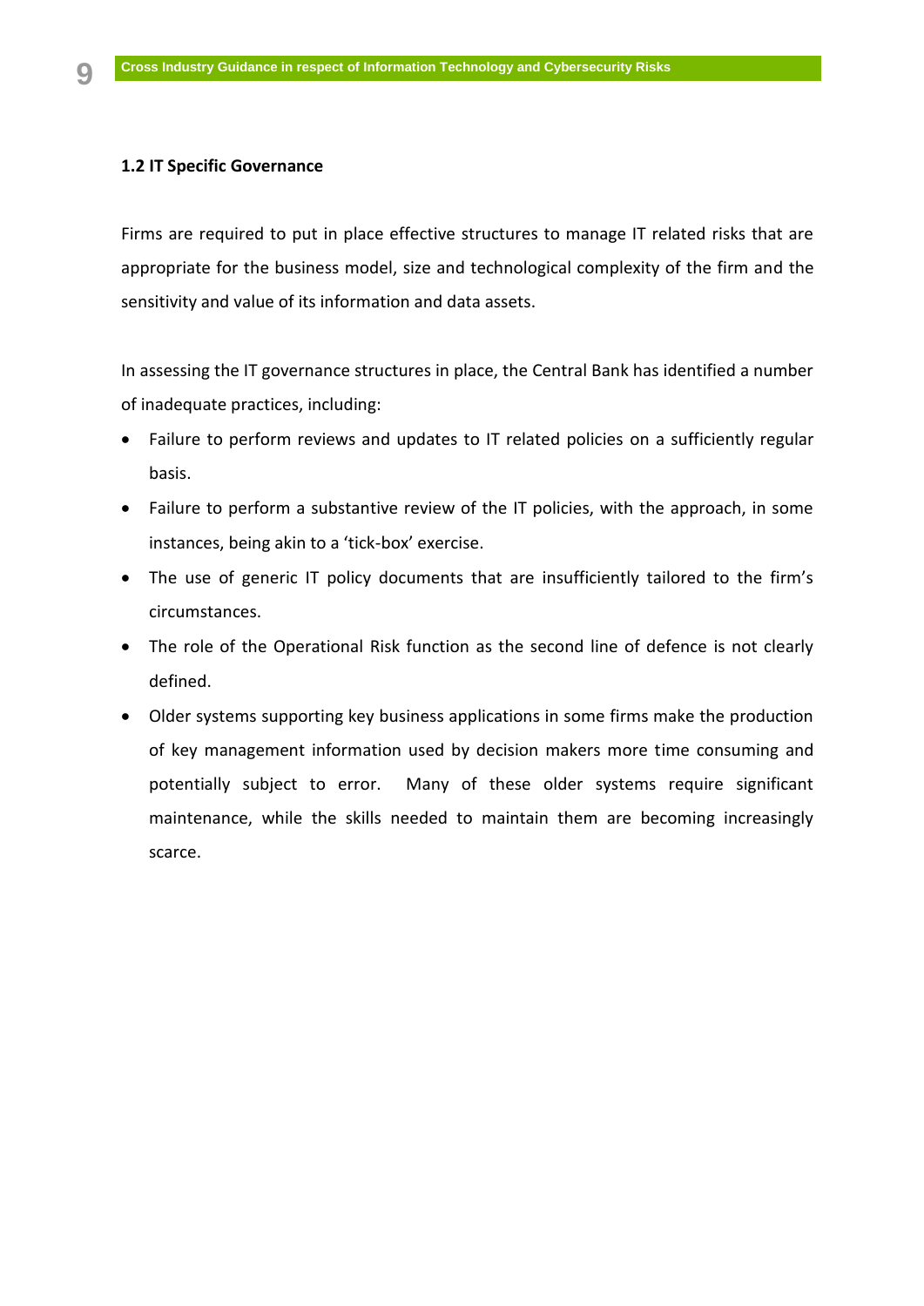### 1.2 IT Specific Governance

Firms are required to put in place effective structures to manage IT related risks that are appropriate for the business model, size and technological complexity of the firm and the sensitivity and value of its information and data assets.

In assessing the IT governance structures in place, the Central Bank has identified a number of inadequate practices, including:

- Failure to perform reviews and updates to IT related policies on a sufficiently regular basis.
- Failure to perform a substantive review of the IT policies, with the approach, in some instances, being akin to a 'tick-box' exercise.
- The use of generic IT policy documents that are insufficiently tailored to the firm's circumstances.
- The role of the Operational Risk function as the second line of defence is not clearly defined.
- Older systems supporting key business applications in some firms make the production of key management information used by decision makers more time consuming and potentially subject to error. Many of these older systems require significant maintenance, while the skills needed to maintain them are becoming increasingly scarce.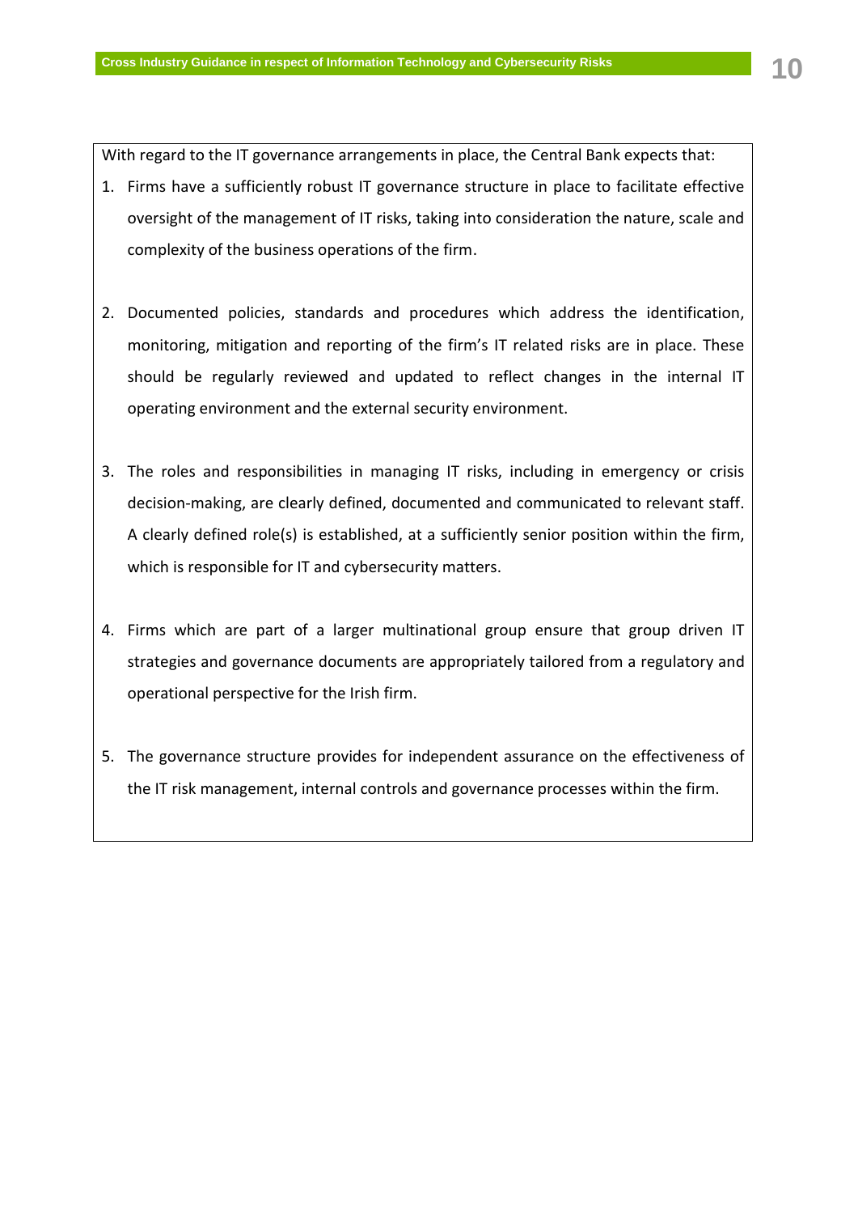With regard to the IT governance arrangements in place, the Central Bank expects that:

1. Firms have a sufficiently robust IT governance structure in place to facilitate effective oversight of the management of IT risks, taking into consideration the nature, scale and complexity of the business operations of the firm.

2. Documented policies, standards and procedures which address the identification, monitoring, mitigation and reporting of the firm's IT related risks are in place. These should be regularly reviewed and updated to reflect changes in the internal IT operating environment and the external security environment.

3. The roles and responsibilities in managing IT risks, including in emergency or crisis decision-making, are clearly defined, documented and communicated to relevant staff. A clearly defined role(s) is established, at a sufficiently senior position within the firm, which is responsible for IT and cybersecurity matters.

4. Firms which are part of a larger multinational group ensure that group driven IT strategies and governance documents are appropriately tailored from a regulatory and operational perspective for the Irish firm.

5. The governance structure provides for independent assurance on the effectiveness of the IT risk management, internal controls and governance processes within the firm.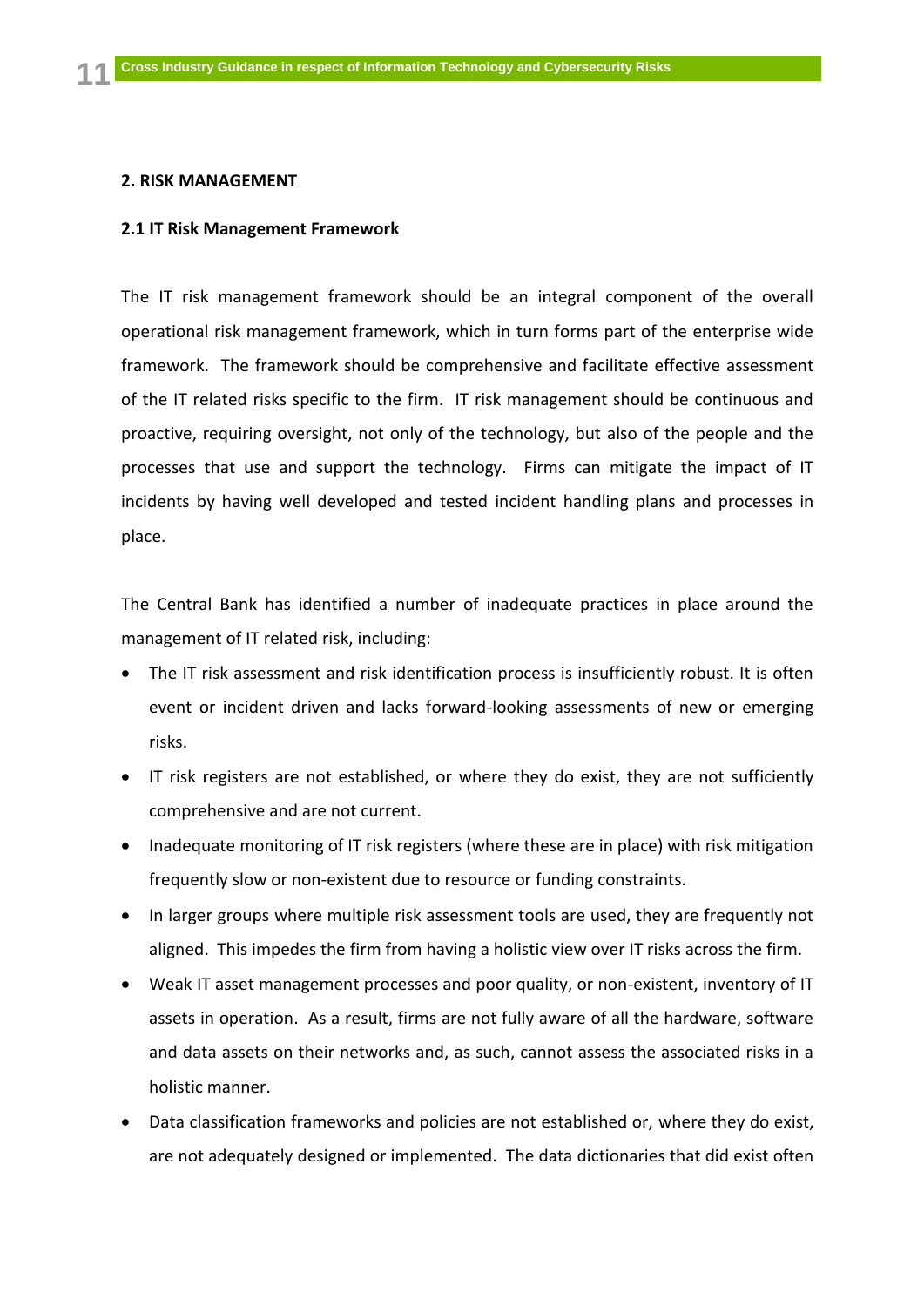## 2. RISK MANAGEMENT

### 2.1 IT Risk Management Framework

The IT risk management framework should be an integral component of the overall operational risk management framework, which in turn forms part of the enterprise wide framework. The framework should be comprehensive and facilitate effective assessment of the IT related risks specific to the firm. IT risk management should be continuous and proactive, requiring oversight, not only of the technology, but also of the people and the processes that use and support the technology. Firms can mitigate the impact of IT incidents by having well developed and tested incident handling plans and processes in place.

The Central Bank has identified a number of inadequate practices in place around the management of IT related risk, including:

- The IT risk assessment and risk identification process is insufficiently robust. It is often event or incident driven and lacks forward-looking assessments of new or emerging risks.
- IT risk registers are not established, or where they do exist, they are not sufficiently comprehensive and are not current.
- Inadequate monitoring of IT risk registers (where these are in place) with risk mitigation frequently slow or non-existent due to resource or funding constraints.
- In larger groups where multiple risk assessment tools are used, they are frequently not aligned. This impedes the firm from having a holistic view over IT risks across the firm.
- Weak IT asset management processes and poor quality, or non-existent, inventory of IT assets in operation. As a result, firms are not fully aware of all the hardware, software and data assets on their networks and, as such, cannot assess the associated risks in a holistic manner.
- Data classification frameworks and policies are not established or, where they do exist, are not adequately designed or implemented. The data dictionaries that did exist often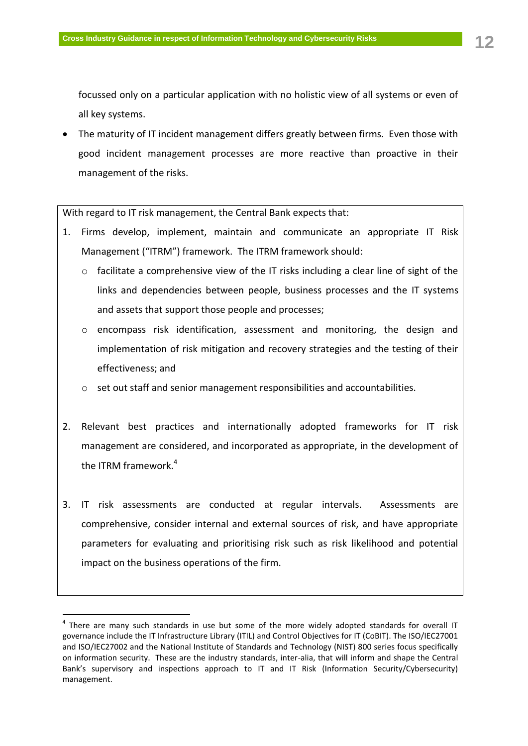focussed only on a particular application with no holistic view of all systems or even of all key systems.

- The maturity of IT incident management differs greatly between firms. Even those with good incident management processes are more reactive than proactive in their management of the risks.

With regard to IT risk management, the Central Bank expects that:

1. Firms develop, implement, maintain and communicate an appropriate IT Risk Management ("ITRM") framework. The ITRM framework should:
   - facilitate a comprehensive view of the IT risks including a clear line of sight of the links and dependencies between people, business processes and the IT systems and assets that support those people and processes;
   - encompass risk identification, assessment and monitoring, the design and implementation of risk mitigation and recovery strategies and the testing of their effectiveness; and
   - set out staff and senior management responsibilities and accountabilities.

2. Relevant best practices and internationally adopted frameworks for IT risk management are considered, and incorporated as appropriate, in the development of the ITRM framework.[4]

3. IT risk assessments are conducted at regular intervals. Assessments are comprehensive, consider internal and external sources of risk, and have appropriate parameters for evaluating and prioritising risk such as risk likelihood and potential impact on the business operations of the firm.

[4] There are many such standards in use but some of the more widely adopted standards for overall IT governance include the IT Infrastructure Library (ITIL) and Control Objectives for IT (CoBIT). The ISO/IEC27001 and ISO/IEC27002 and the National Institute of Standards and Technology (NIST) 800 series focus specifically on information security. These are the industry standards, inter-alia, that will inform and shape the Central Bank's supervisory and inspections approach to IT and IT Risk (Information Security/Cybersecurity) management.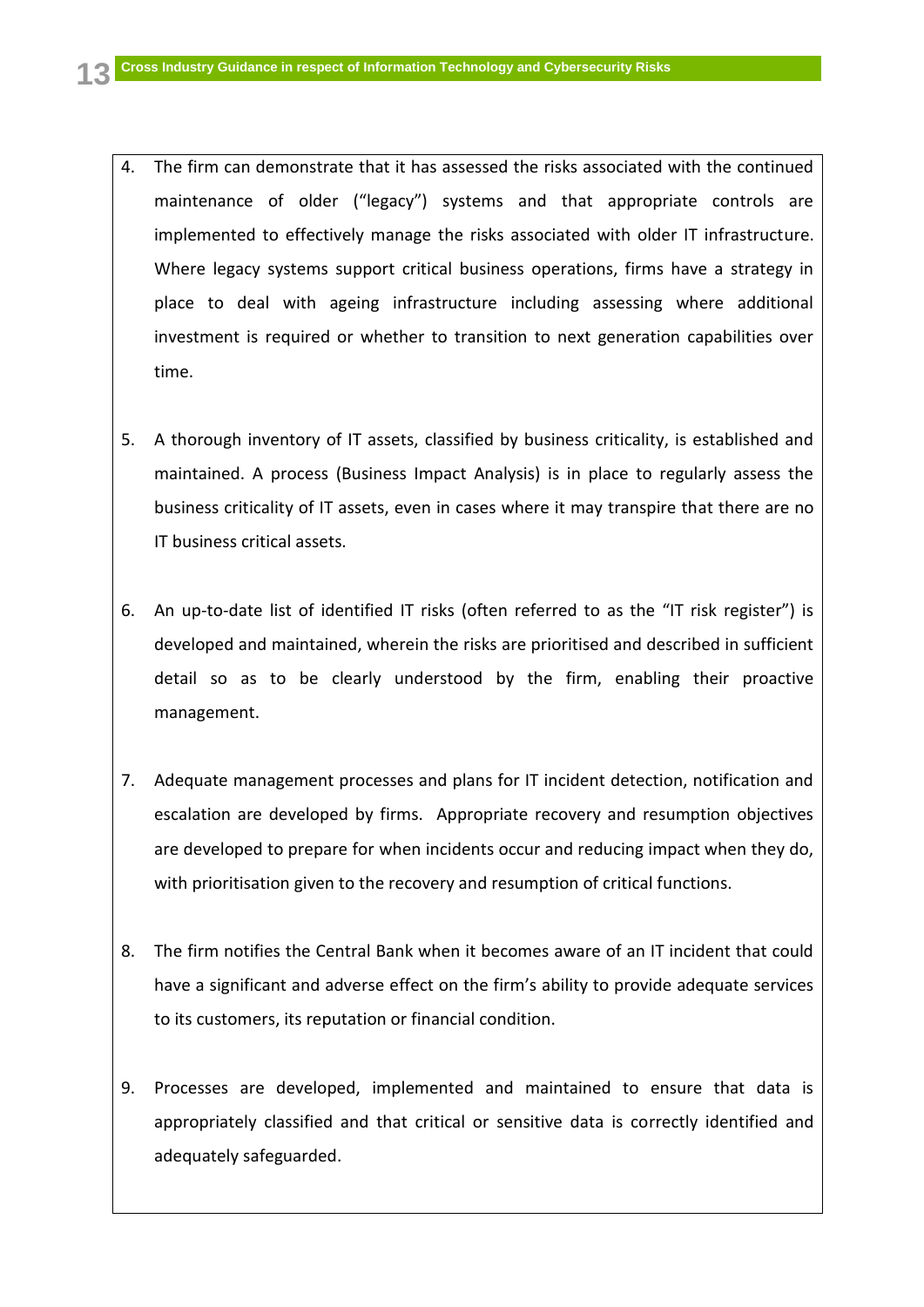4. The firm can demonstrate that it has assessed the risks associated with the continued maintenance of older ("legacy") systems and that appropriate controls are implemented to effectively manage the risks associated with older IT infrastructure. Where legacy systems support critical business operations, firms have a strategy in place to deal with ageing infrastructure including assessing where additional investment is required or whether to transition to next generation capabilities over time.

5. A thorough inventory of IT assets, classified by business criticality, is established and maintained. A process (Business Impact Analysis) is in place to regularly assess the business criticality of IT assets, even in cases where it may transpire that there are no IT business critical assets.

6. An up-to-date list of identified IT risks (often referred to as the "IT risk register") is developed and maintained, wherein the risks are prioritised and described in sufficient detail so as to be clearly understood by the firm, enabling their proactive management.

7. Adequate management processes and plans for IT incident detection, notification and escalation are developed by firms. Appropriate recovery and resumption objectives are developed to prepare for when incidents occur and reducing impact when they do, with prioritisation given to the recovery and resumption of critical functions.

8. The firm notifies the Central Bank when it becomes aware of an IT incident that could have a significant and adverse effect on the firm's ability to provide adequate services to its customers, its reputation or financial condition.

9. Processes are developed, implemented and maintained to ensure that data is appropriately classified and that critical or sensitive data is correctly identified and adequately safeguarded.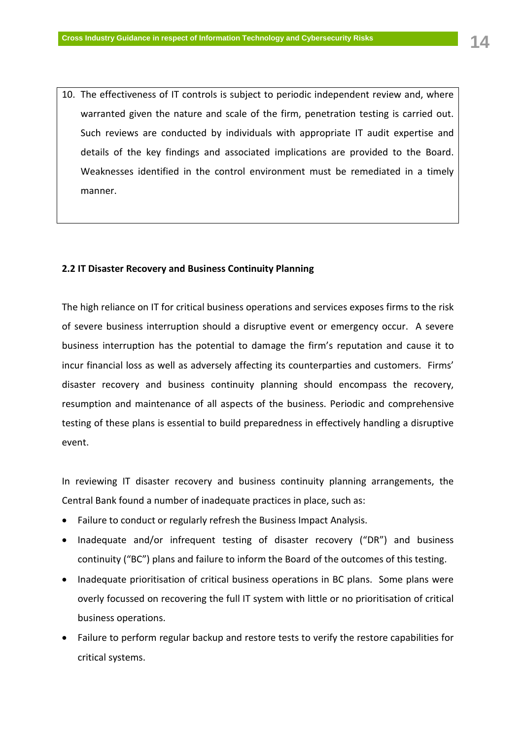10. The effectiveness of IT controls is subject to periodic independent review and, where warranted given the nature and scale of the firm, penetration testing is carried out. Such reviews are conducted by individuals with appropriate IT audit expertise and details of the key findings and associated implications are provided to the Board. Weaknesses identified in the control environment must be remediated in a timely manner.

### 2.2 IT Disaster Recovery and Business Continuity Planning

The high reliance on IT for critical business operations and services exposes firms to the risk of severe business interruption should a disruptive event or emergency occur. A severe business interruption has the potential to damage the firm's reputation and cause it to incur financial loss as well as adversely affecting its counterparties and customers. Firms' disaster recovery and business continuity planning should encompass the recovery, resumption and maintenance of all aspects of the business. Periodic and comprehensive testing of these plans is essential to build preparedness in effectively handling a disruptive event.

In reviewing IT disaster recovery and business continuity planning arrangements, the Central Bank found a number of inadequate practices in place, such as:

- Failure to conduct or regularly refresh the Business Impact Analysis.
- Inadequate and/or infrequent testing of disaster recovery ("DR") and business continuity ("BC") plans and failure to inform the Board of the outcomes of this testing.
- Inadequate prioritisation of critical business operations in BC plans. Some plans were overly focussed on recovering the full IT system with little or no prioritisation of critical business operations.
- Failure to perform regular backup and restore tests to verify the restore capabilities for critical systems.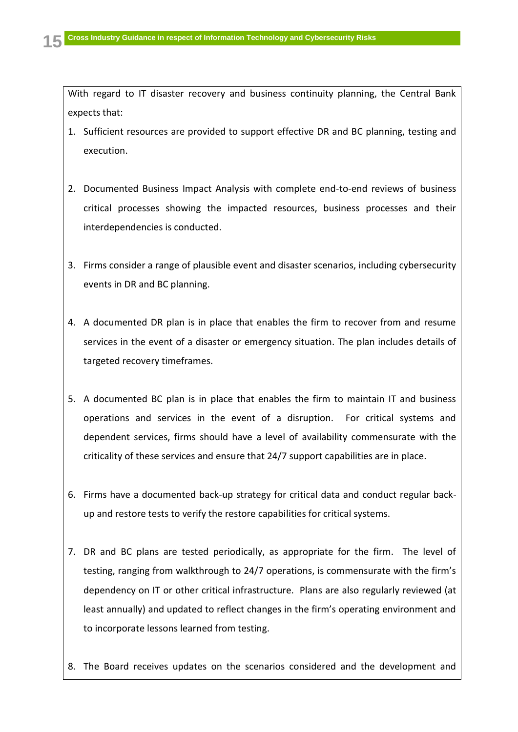With regard to IT disaster recovery and business continuity planning, the Central Bank expects that:

1. Sufficient resources are provided to support effective DR and BC planning, testing and execution.

2. Documented Business Impact Analysis with complete end-to-end reviews of business critical processes showing the impacted resources, business processes and their interdependencies is conducted.

3. Firms consider a range of plausible event and disaster scenarios, including cybersecurity events in DR and BC planning.

4. A documented DR plan is in place that enables the firm to recover from and resume services in the event of a disaster or emergency situation. The plan includes details of targeted recovery timeframes.

5. A documented BC plan is in place that enables the firm to maintain IT and business operations and services in the event of a disruption. For critical systems and dependent services, firms should have a level of availability commensurate with the criticality of these services and ensure that 24/7 support capabilities are in place.

6. Firms have a documented back-up strategy for critical data and conduct regular back-up and restore tests to verify the restore capabilities for critical systems.

7. DR and BC plans are tested periodically, as appropriate for the firm. The level of testing, ranging from walkthrough to 24/7 operations, is commensurate with the firm's dependency on IT or other critical infrastructure. Plans are also regularly reviewed (at least annually) and updated to reflect changes in the firm's operating environment and to incorporate lessons learned from testing.

8. The Board receives updates on the scenarios considered and the development and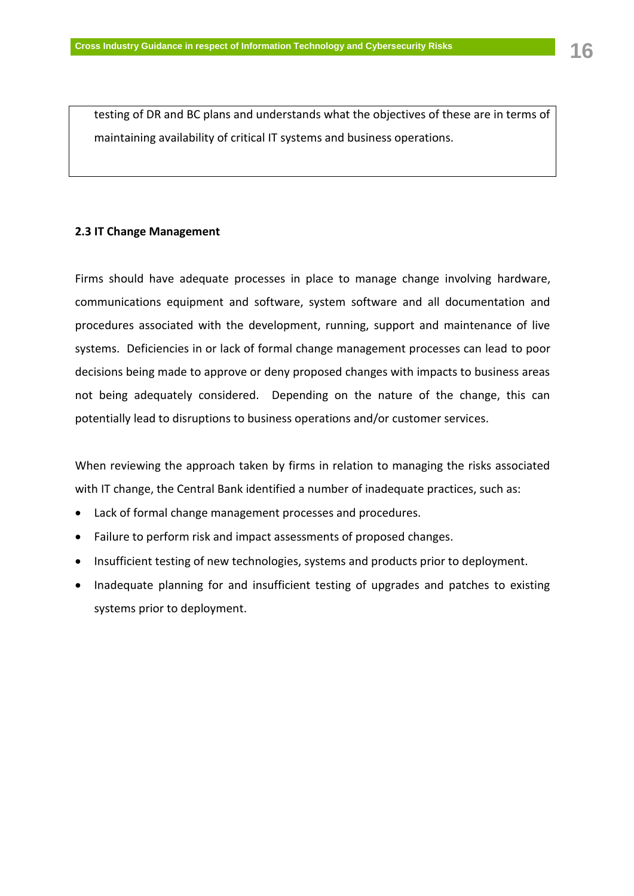testing of DR and BC plans and understands what the objectives of these are in terms of maintaining availability of critical IT systems and business operations.

### 2.3 IT Change Management

Firms should have adequate processes in place to manage change involving hardware, communications equipment and software, system software and all documentation and procedures associated with the development, running, support and maintenance of live systems. Deficiencies in or lack of formal change management processes can lead to poor decisions being made to approve or deny proposed changes with impacts to business areas not being adequately considered. Depending on the nature of the change, this can potentially lead to disruptions to business operations and/or customer services.

When reviewing the approach taken by firms in relation to managing the risks associated with IT change, the Central Bank identified a number of inadequate practices, such as:

- Lack of formal change management processes and procedures.
- Failure to perform risk and impact assessments of proposed changes.
- Insufficient testing of new technologies, systems and products prior to deployment.
- Inadequate planning for and insufficient testing of upgrades and patches to existing systems prior to deployment.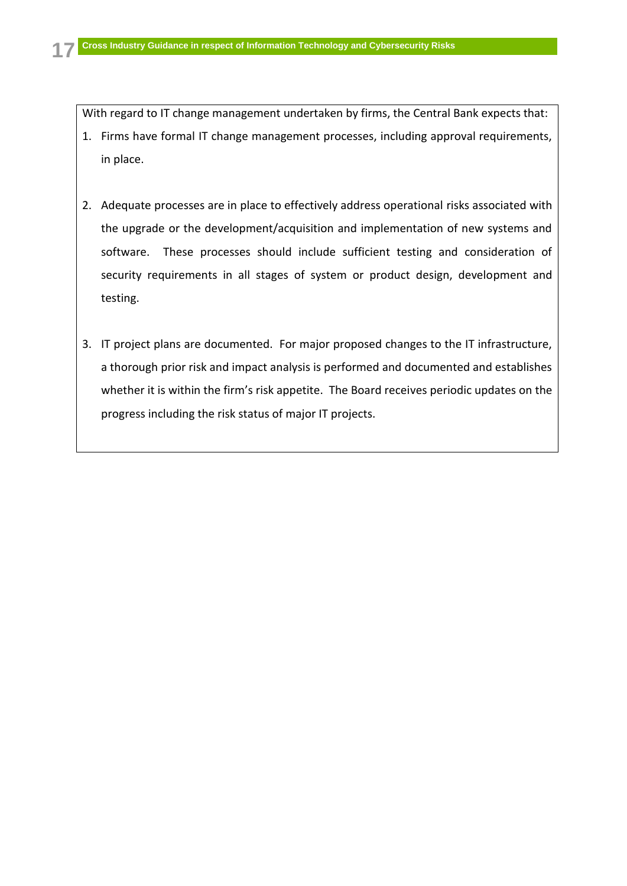With regard to IT change management undertaken by firms, the Central Bank expects that:

1. Firms have formal IT change management processes, including approval requirements, in place.

2. Adequate processes are in place to effectively address operational risks associated with the upgrade or the development/acquisition and implementation of new systems and software. These processes should include sufficient testing and consideration of security requirements in all stages of system or product design, development and testing.

3. IT project plans are documented. For major proposed changes to the IT infrastructure, a thorough prior risk and impact analysis is performed and documented and establishes whether it is within the firm's risk appetite. The Board receives periodic updates on the progress including the risk status of major IT projects.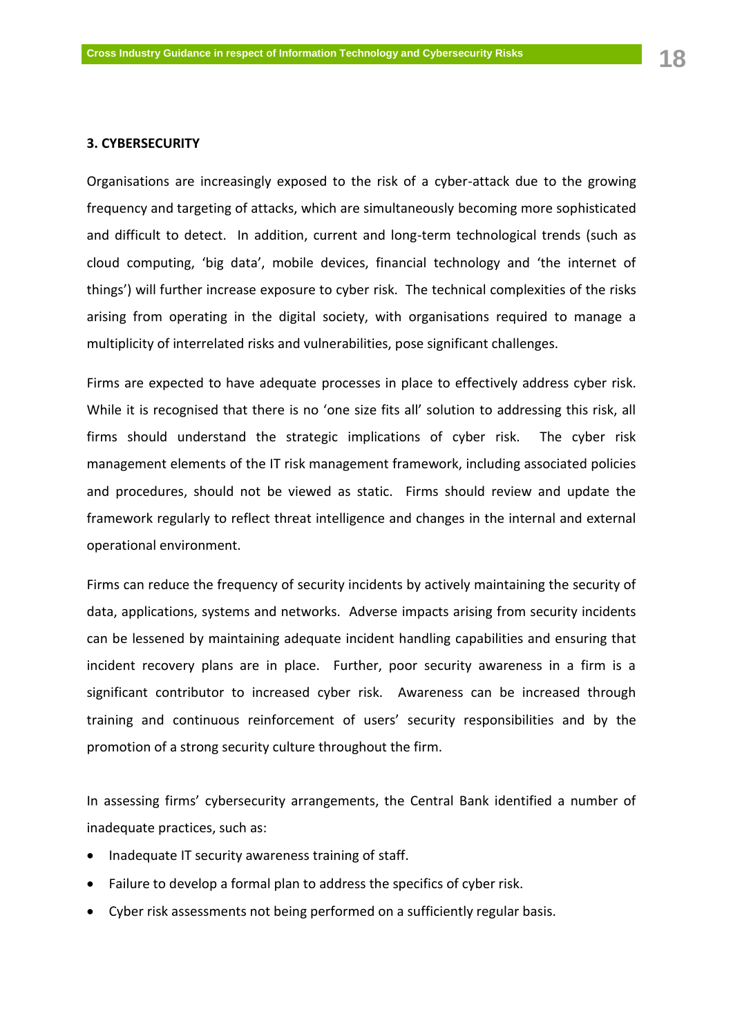## 3. CYBERSECURITY

Organisations are increasingly exposed to the risk of a cyber-attack due to the growing frequency and targeting of attacks, which are simultaneously becoming more sophisticated and difficult to detect. In addition, current and long-term technological trends (such as cloud computing, 'big data', mobile devices, financial technology and 'the internet of things') will further increase exposure to cyber risk. The technical complexities of the risks arising from operating in the digital society, with organisations required to manage a multiplicity of interrelated risks and vulnerabilities, pose significant challenges.

Firms are expected to have adequate processes in place to effectively address cyber risk. While it is recognised that there is no 'one size fits all' solution to addressing this risk, all firms should understand the strategic implications of cyber risk. The cyber risk management elements of the IT risk management framework, including associated policies and procedures, should not be viewed as static. Firms should review and update the framework regularly to reflect threat intelligence and changes in the internal and external operational environment.

Firms can reduce the frequency of security incidents by actively maintaining the security of data, applications, systems and networks. Adverse impacts arising from security incidents can be lessened by maintaining adequate incident handling capabilities and ensuring that incident recovery plans are in place. Further, poor security awareness in a firm is a significant contributor to increased cyber risk. Awareness can be increased through training and continuous reinforcement of users' security responsibilities and by the promotion of a strong security culture throughout the firm.

In assessing firms' cybersecurity arrangements, the Central Bank identified a number of inadequate practices, such as:

- Inadequate IT security awareness training of staff.
- Failure to develop a formal plan to address the specifics of cyber risk.
- Cyber risk assessments not being performed on a sufficiently regular basis.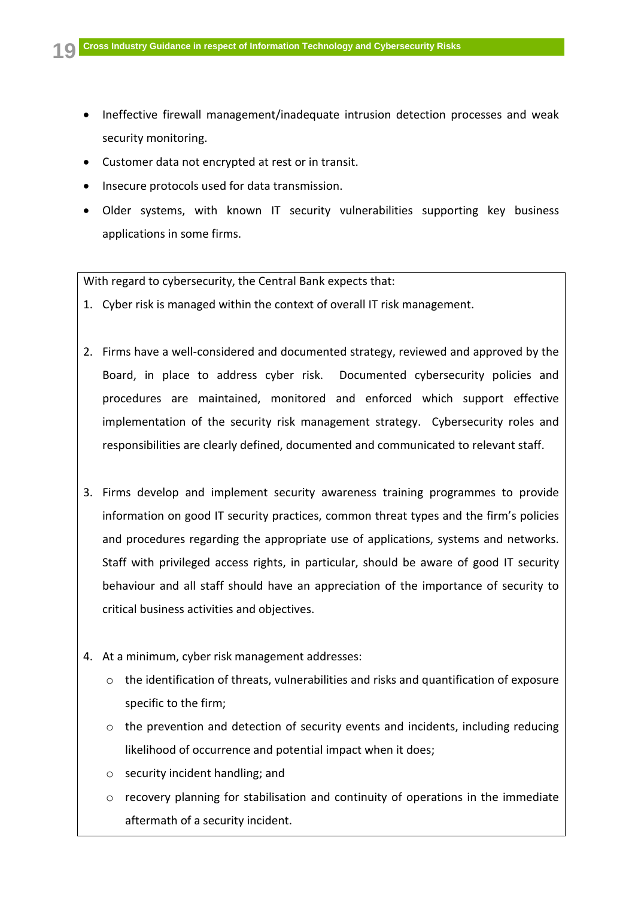- Ineffective firewall management/inadequate intrusion detection processes and weak security monitoring.
- Customer data not encrypted at rest or in transit.
- Insecure protocols used for data transmission.
- Older systems, with known IT security vulnerabilities supporting key business applications in some firms.

With regard to cybersecurity, the Central Bank expects that:

1. Cyber risk is managed within the context of overall IT risk management.

2. Firms have a well-considered and documented strategy, reviewed and approved by the Board, in place to address cyber risk. Documented cybersecurity policies and procedures are maintained, monitored and enforced which support effective implementation of the security risk management strategy. Cybersecurity roles and responsibilities are clearly defined, documented and communicated to relevant staff.

3. Firms develop and implement security awareness training programmes to provide information on good IT security practices, common threat types and the firm's policies and procedures regarding the appropriate use of applications, systems and networks. Staff with privileged access rights, in particular, should be aware of good IT security behaviour and all staff should have an appreciation of the importance of security to critical business activities and objectives.

4. At a minimum, cyber risk management addresses:
    - the identification of threats, vulnerabilities and risks and quantification of exposure specific to the firm;
    - the prevention and detection of security events and incidents, including reducing likelihood of occurrence and potential impact when it does;
    - security incident handling; and
    - recovery planning for stabilisation and continuity of operations in the immediate aftermath of a security incident.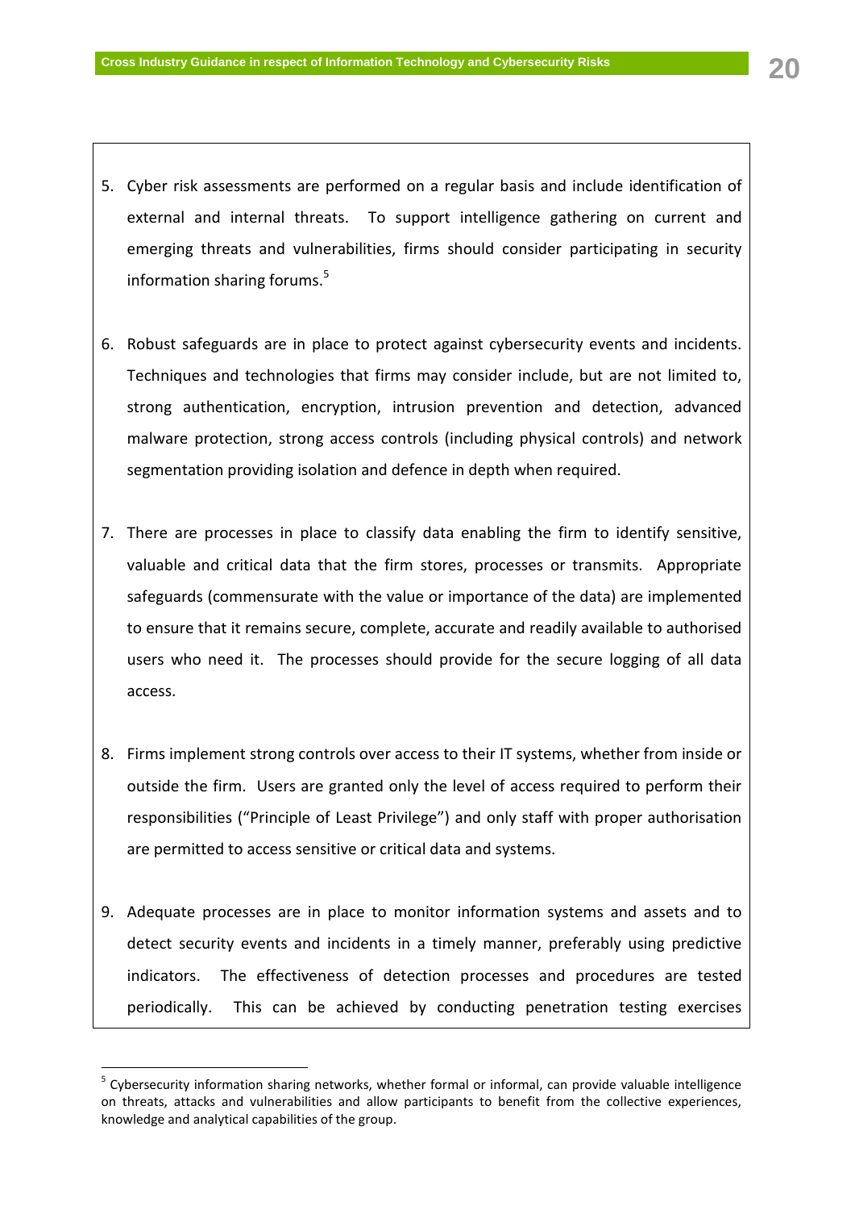5. Cyber risk assessments are performed on a regular basis and include identification of external and internal threats. To support intelligence gathering on current and emerging threats and vulnerabilities, firms should consider participating in security information sharing forums.[5]

6. Robust safeguards are in place to protect against cybersecurity events and incidents. Techniques and technologies that firms may consider include, but are not limited to, strong authentication, encryption, intrusion prevention and detection, advanced malware protection, strong access controls (including physical controls) and network segmentation providing isolation and defence in depth when required.

7. There are processes in place to classify data enabling the firm to identify sensitive, valuable and critical data that the firm stores, processes or transmits. Appropriate safeguards (commensurate with the value or importance of the data) are implemented to ensure that it remains secure, complete, accurate and readily available to authorised users who need it. The processes should provide for the secure logging of all data access.

8. Firms implement strong controls over access to their IT systems, whether from inside or outside the firm. Users are granted only the level of access required to perform their responsibilities ("Principle of Least Privilege") and only staff with proper authorisation are permitted to access sensitive or critical data and systems.

9. Adequate processes are in place to monitor information systems and assets and to detect security events and incidents in a timely manner, preferably using predictive indicators. The effectiveness of detection processes and procedures are tested periodically. This can be achieved by conducting penetration testing exercises

---

[5] Cybersecurity information sharing networks, whether formal or informal, can provide valuable intelligence on threats, attacks and vulnerabilities and allow participants to benefit from the collective experiences, knowledge and analytical capabilities of the group.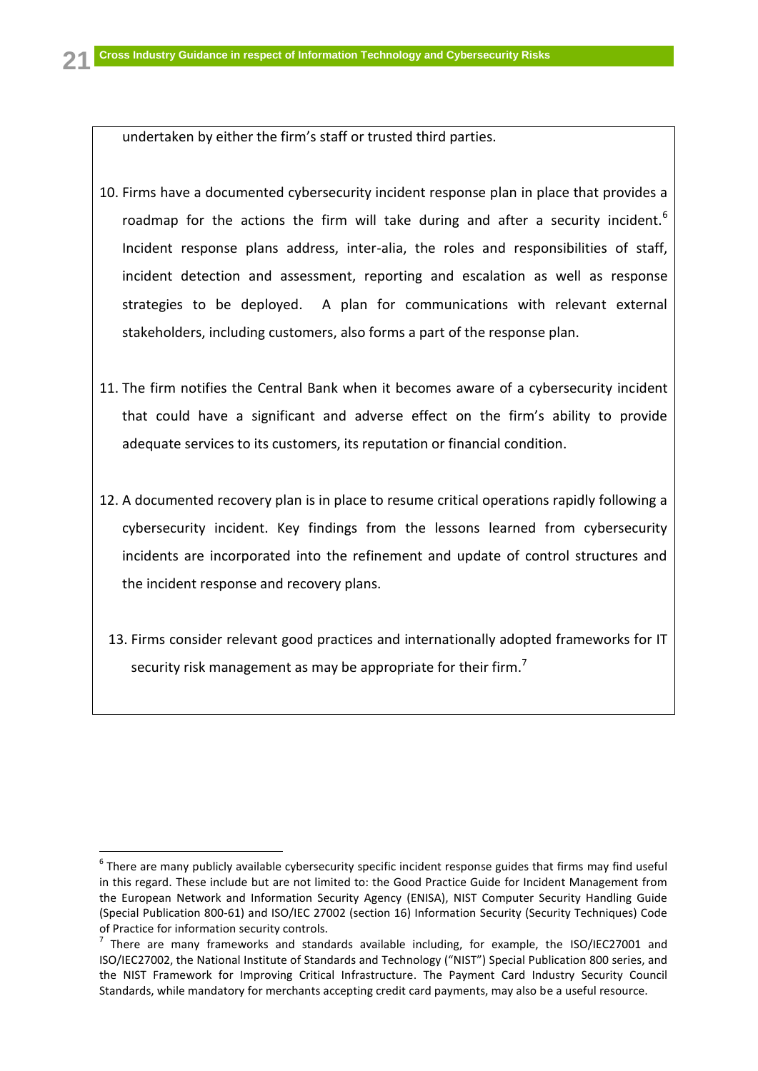undertaken by either the firm's staff or trusted third parties.

10. Firms have a documented cybersecurity incident response plan in place that provides a roadmap for the actions the firm will take during and after a security incident.[6] Incident response plans address, inter-alia, the roles and responsibilities of staff, incident detection and assessment, reporting and escalation as well as response strategies to be deployed. A plan for communications with relevant external stakeholders, including customers, also forms a part of the response plan.

11. The firm notifies the Central Bank when it becomes aware of a cybersecurity incident that could have a significant and adverse effect on the firm's ability to provide adequate services to its customers, its reputation or financial condition.

12. A documented recovery plan is in place to resume critical operations rapidly following a cybersecurity incident. Key findings from the lessons learned from cybersecurity incidents are incorporated into the refinement and update of control structures and the incident response and recovery plans.

13. Firms consider relevant good practices and internationally adopted frameworks for IT security risk management as may be appropriate for their firm.[7]

---

[6] There are many publicly available cybersecurity specific incident response guides that firms may find useful in this regard. These include but are not limited to: the Good Practice Guide for Incident Management from the European Network and Information Security Agency (ENISA), NIST Computer Security Handling Guide (Special Publication 800-61) and ISO/IEC 27002 (section 16) Information Security (Security Techniques) Code of Practice for information security controls.

[7] There are many frameworks and standards available including, for example, the ISO/IEC27001 and ISO/IEC27002, the National Institute of Standards and Technology ("NIST") Special Publication 800 series, and the NIST Framework for Improving Critical Infrastructure. The Payment Card Industry Security Council Standards, while mandatory for merchants accepting credit card payments, may also be a useful resource.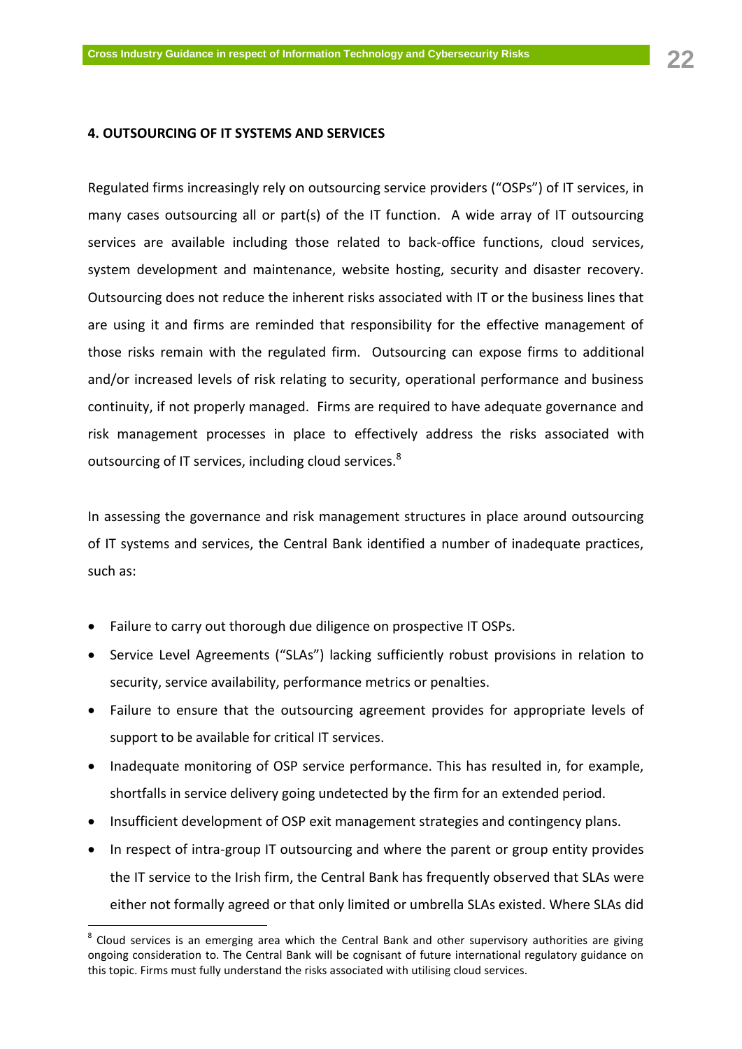## 4. OUTSOURCING OF IT SYSTEMS AND SERVICES

Regulated firms increasingly rely on outsourcing service providers ("OSPs") of IT services, in many cases outsourcing all or part(s) of the IT function. A wide array of IT outsourcing services are available including those related to back-office functions, cloud services, system development and maintenance, website hosting, security and disaster recovery. Outsourcing does not reduce the inherent risks associated with IT or the business lines that are using it and firms are reminded that responsibility for the effective management of those risks remain with the regulated firm. Outsourcing can expose firms to additional and/or increased levels of risk relating to security, operational performance and business continuity, if not properly managed. Firms are required to have adequate governance and risk management processes in place to effectively address the risks associated with outsourcing of IT services, including cloud services.[8]

In assessing the governance and risk management structures in place around outsourcing of IT systems and services, the Central Bank identified a number of inadequate practices, such as:

- Failure to carry out thorough due diligence on prospective IT OSPs.
- Service Level Agreements ("SLAs") lacking sufficiently robust provisions in relation to security, service availability, performance metrics or penalties.
- Failure to ensure that the outsourcing agreement provides for appropriate levels of support to be available for critical IT services.
- Inadequate monitoring of OSP service performance. This has resulted in, for example, shortfalls in service delivery going undetected by the firm for an extended period.
- Insufficient development of OSP exit management strategies and contingency plans.
- In respect of intra-group IT outsourcing and where the parent or group entity provides the IT service to the Irish firm, the Central Bank has frequently observed that SLAs were either not formally agreed or that only limited or umbrella SLAs existed. Where SLAs did

[8] Cloud services is an emerging area which the Central Bank and other supervisory authorities are giving ongoing consideration to. The Central Bank will be cognisant of future international regulatory guidance on this topic. Firms must fully understand the risks associated with utilising cloud services.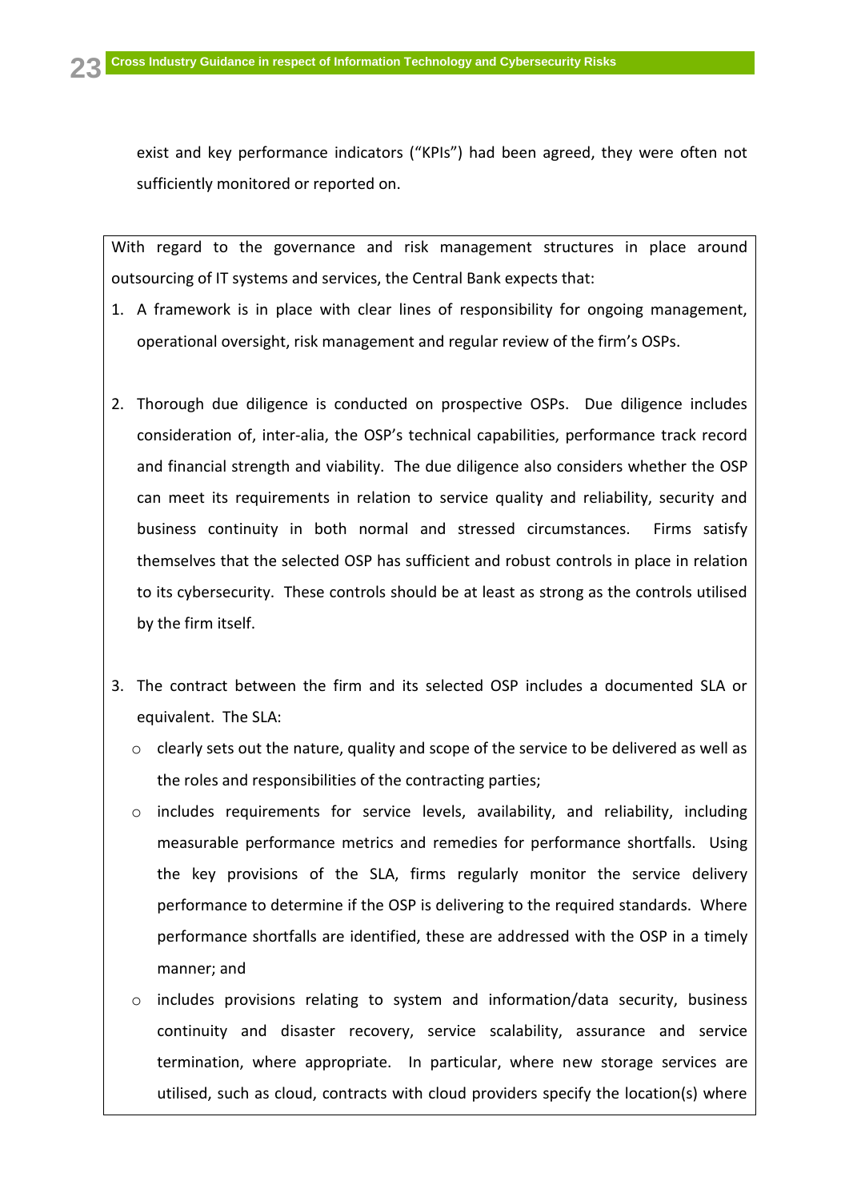exist and key performance indicators ("KPIs") had been agreed, they were often not sufficiently monitored or reported on.

With regard to the governance and risk management structures in place around outsourcing of IT systems and services, the Central Bank expects that:

1. A framework is in place with clear lines of responsibility for ongoing management, operational oversight, risk management and regular review of the firm's OSPs.

2. Thorough due diligence is conducted on prospective OSPs. Due diligence includes consideration of, inter-alia, the OSP's technical capabilities, performance track record and financial strength and viability. The due diligence also considers whether the OSP can meet its requirements in relation to service quality and reliability, security and business continuity in both normal and stressed circumstances. Firms satisfy themselves that the selected OSP has sufficient and robust controls in place in relation to its cybersecurity. These controls should be at least as strong as the controls utilised by the firm itself.

3. The contract between the firm and its selected OSP includes a documented SLA or equivalent. The SLA:
   - clearly sets out the nature, quality and scope of the service to be delivered as well as the roles and responsibilities of the contracting parties;
   - includes requirements for service levels, availability, and reliability, including measurable performance metrics and remedies for performance shortfalls. Using the key provisions of the SLA, firms regularly monitor the service delivery performance to determine if the OSP is delivering to the required standards. Where performance shortfalls are identified, these are addressed with the OSP in a timely manner; and
   - includes provisions relating to system and information/data security, business continuity and disaster recovery, service scalability, assurance and service termination, where appropriate. In particular, where new storage services are utilised, such as cloud, contracts with cloud providers specify the location(s) where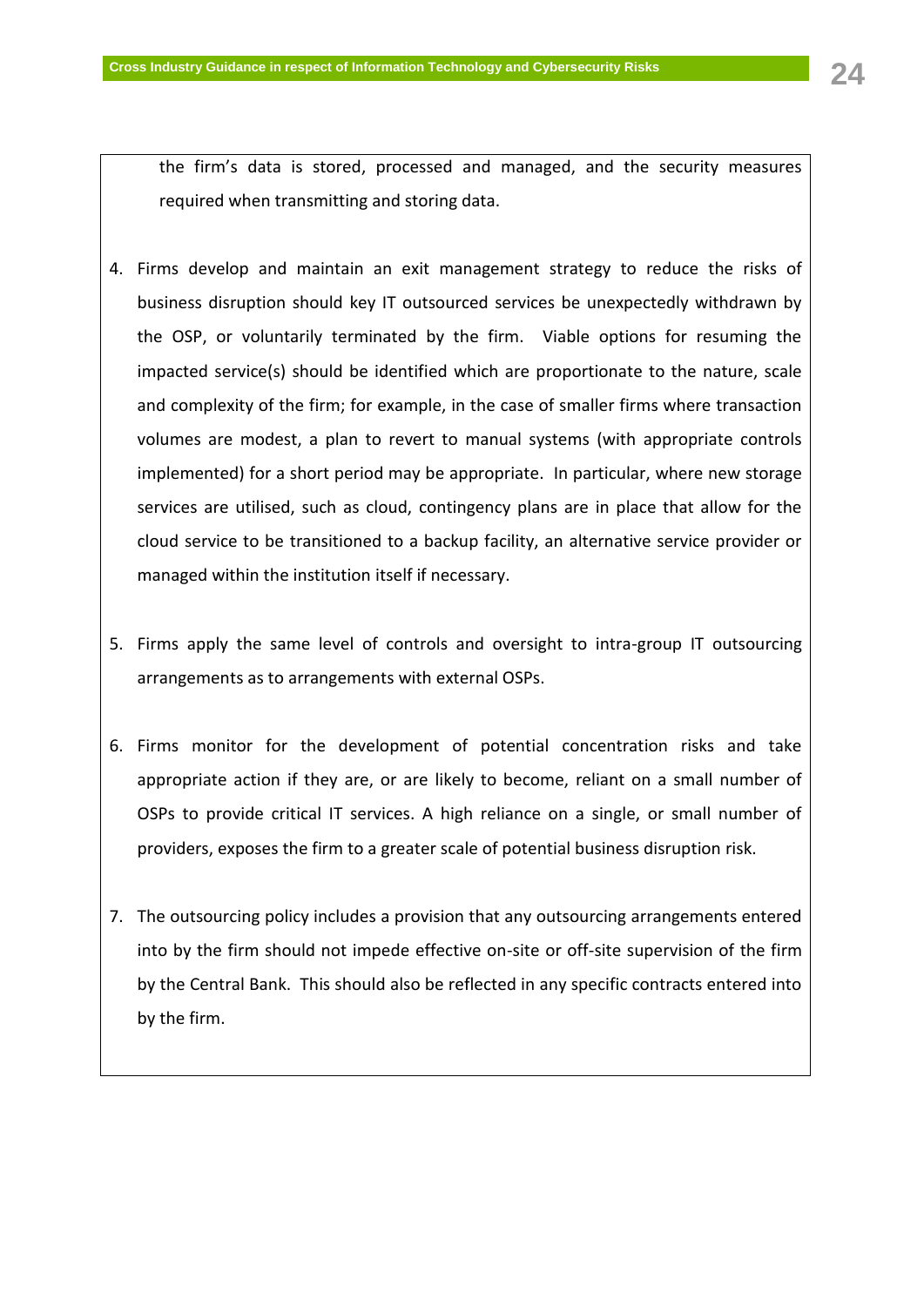the firm's data is stored, processed and managed, and the security measures required when transmitting and storing data.

4. Firms develop and maintain an exit management strategy to reduce the risks of business disruption should key IT outsourced services be unexpectedly withdrawn by the OSP, or voluntarily terminated by the firm. Viable options for resuming the impacted service(s) should be identified which are proportionate to the nature, scale and complexity of the firm; for example, in the case of smaller firms where transaction volumes are modest, a plan to revert to manual systems (with appropriate controls implemented) for a short period may be appropriate. In particular, where new storage services are utilised, such as cloud, contingency plans are in place that allow for the cloud service to be transitioned to a backup facility, an alternative service provider or managed within the institution itself if necessary.

5. Firms apply the same level of controls and oversight to intra-group IT outsourcing arrangements as to arrangements with external OSPs.

6. Firms monitor for the development of potential concentration risks and take appropriate action if they are, or are likely to become, reliant on a small number of OSPs to provide critical IT services. A high reliance on a single, or small number of providers, exposes the firm to a greater scale of potential business disruption risk.

7. The outsourcing policy includes a provision that any outsourcing arrangements entered into by the firm should not impede effective on-site or off-site supervision of the firm by the Central Bank. This should also be reflected in any specific contracts entered into by the firm.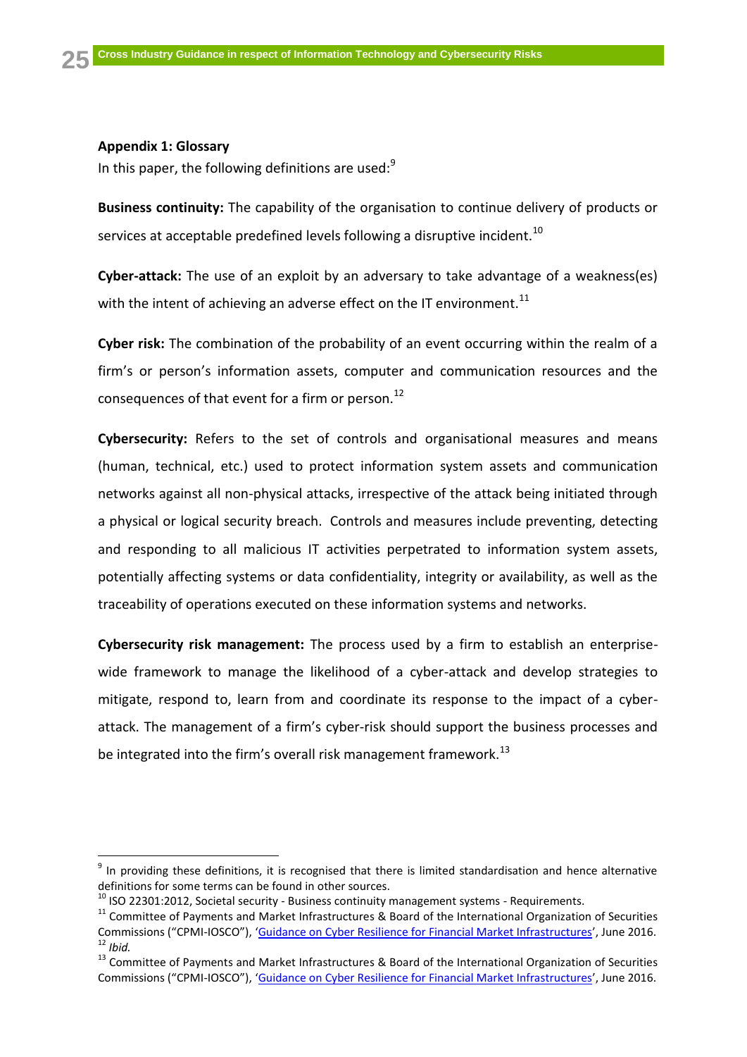**Appendix 1: Glossary**

In this paper, the following definitions are used:[9]

**Business continuity:** The capability of the organisation to continue delivery of products or services at acceptable predefined levels following a disruptive incident.[10]

**Cyber-attack:** The use of an exploit by an adversary to take advantage of a weakness(es) with the intent of achieving an adverse effect on the IT environment.[11]

**Cyber risk:** The combination of the probability of an event occurring within the realm of a firm's or person's information assets, computer and communication resources and the consequences of that event for a firm or person.[12]

**Cybersecurity:** Refers to the set of controls and organisational measures and means (human, technical, etc.) used to protect information system assets and communication networks against all non-physical attacks, irrespective of the attack being initiated through a physical or logical security breach. Controls and measures include preventing, detecting and responding to all malicious IT activities perpetrated to information system assets, potentially affecting systems or data confidentiality, integrity or availability, as well as the traceability of operations executed on these information systems and networks.

**Cybersecurity risk management:** The process used by a firm to establish an enterprise-wide framework to manage the likelihood of a cyber-attack and develop strategies to mitigate, respond to, learn from and coordinate its response to the impact of a cyber-attack. The management of a firm's cyber-risk should support the business processes and be integrated into the firm's overall risk management framework.[13]

---

[9] In providing these definitions, it is recognised that there is limited standardisation and hence alternative definitions for some terms can be found in other sources.

[10] ISO 22301:2012, Societal security - Business continuity management systems - Requirements.

[11] Committee of Payments and Market Infrastructures & Board of the International Organization of Securities Commissions ("CPMI-IOSCO"), 'Guidance on Cyber Resilience for Financial Market Infrastructures', June 2016.

[12] *Ibid.*

[13] Committee of Payments and Market Infrastructures & Board of the International Organization of Securities Commissions ("CPMI-IOSCO"), 'Guidance on Cyber Resilience for Financial Market Infrastructures', June 2016.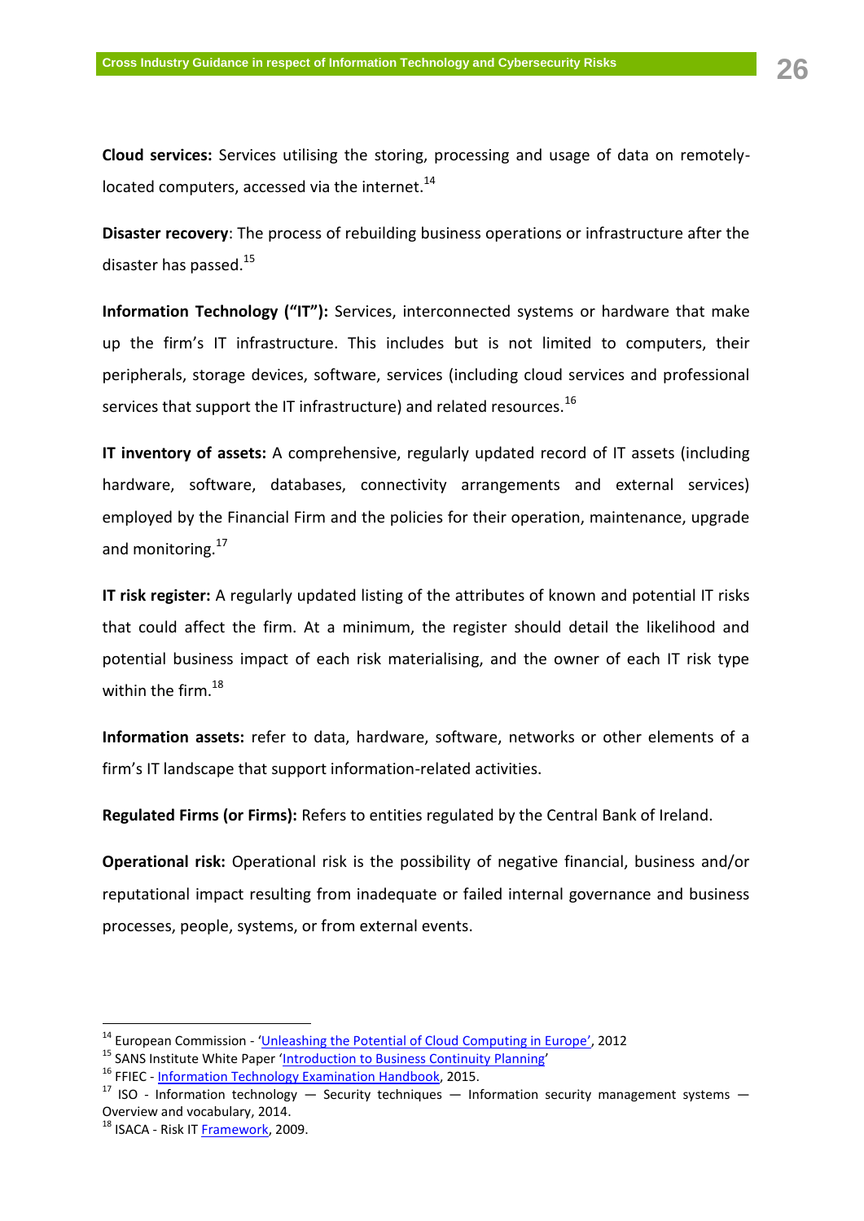**Cloud services:** Services utilising the storing, processing and usage of data on remotely-located computers, accessed via the internet.[14]

**Disaster recovery**: The process of rebuilding business operations or infrastructure after the disaster has passed.[15]

**Information Technology ("IT"):** Services, interconnected systems or hardware that make up the firm's IT infrastructure. This includes but is not limited to computers, their peripherals, storage devices, software, services (including cloud services and professional services that support the IT infrastructure) and related resources.[16]

**IT inventory of assets:** A comprehensive, regularly updated record of IT assets (including hardware, software, databases, connectivity arrangements and external services) employed by the Financial Firm and the policies for their operation, maintenance, upgrade and monitoring.[17]

**IT risk register:** A regularly updated listing of the attributes of known and potential IT risks that could affect the firm. At a minimum, the register should detail the likelihood and potential business impact of each risk materialising, and the owner of each IT risk type within the firm.[18]

**Information assets:** refer to data, hardware, software, networks or other elements of a firm's IT landscape that support information-related activities.

**Regulated Firms (or Firms):** Refers to entities regulated by the Central Bank of Ireland.

**Operational risk:** Operational risk is the possibility of negative financial, business and/or reputational impact resulting from inadequate or failed internal governance and business processes, people, systems, or from external events.

---

[14] European Commission - 'Unleashing the Potential of Cloud Computing in Europe', 2012

[15] SANS Institute White Paper 'Introduction to Business Continuity Planning'

[16] FFIEC - Information Technology Examination Handbook, 2015.

[17] ISO - Information technology — Security techniques — Information security management systems — Overview and vocabulary, 2014.

[18] ISACA - Risk IT Framework, 2009.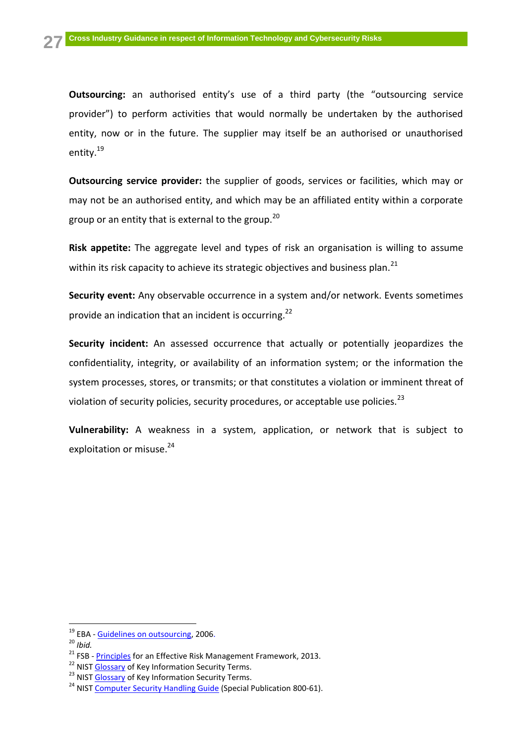**Outsourcing:** an authorised entity's use of a third party (the "outsourcing service provider") to perform activities that would normally be undertaken by the authorised entity, now or in the future. The supplier may itself be an authorised or unauthorised entity.[19]

**Outsourcing service provider:** the supplier of goods, services or facilities, which may or may not be an authorised entity, and which may be an affiliated entity within a corporate group or an entity that is external to the group.[20]

**Risk appetite:** The aggregate level and types of risk an organisation is willing to assume within its risk capacity to achieve its strategic objectives and business plan.[21]

**Security event:** Any observable occurrence in a system and/or network. Events sometimes provide an indication that an incident is occurring.[22]

**Security incident:** An assessed occurrence that actually or potentially jeopardizes the confidentiality, integrity, or availability of an information system; or the information the system processes, stores, or transmits; or that constitutes a violation or imminent threat of violation of security policies, security procedures, or acceptable use policies.[23]

**Vulnerability:** A weakness in a system, application, or network that is subject to exploitation or misuse.[24]

---

[19] EBA - Guidelines on outsourcing, 2006.

[20] *Ibid.*

[21] FSB - Principles for an Effective Risk Management Framework, 2013.

[22] NIST Glossary of Key Information Security Terms.

[23] NIST Glossary of Key Information Security Terms.

[24] NIST Computer Security Handling Guide (Special Publication 800-61).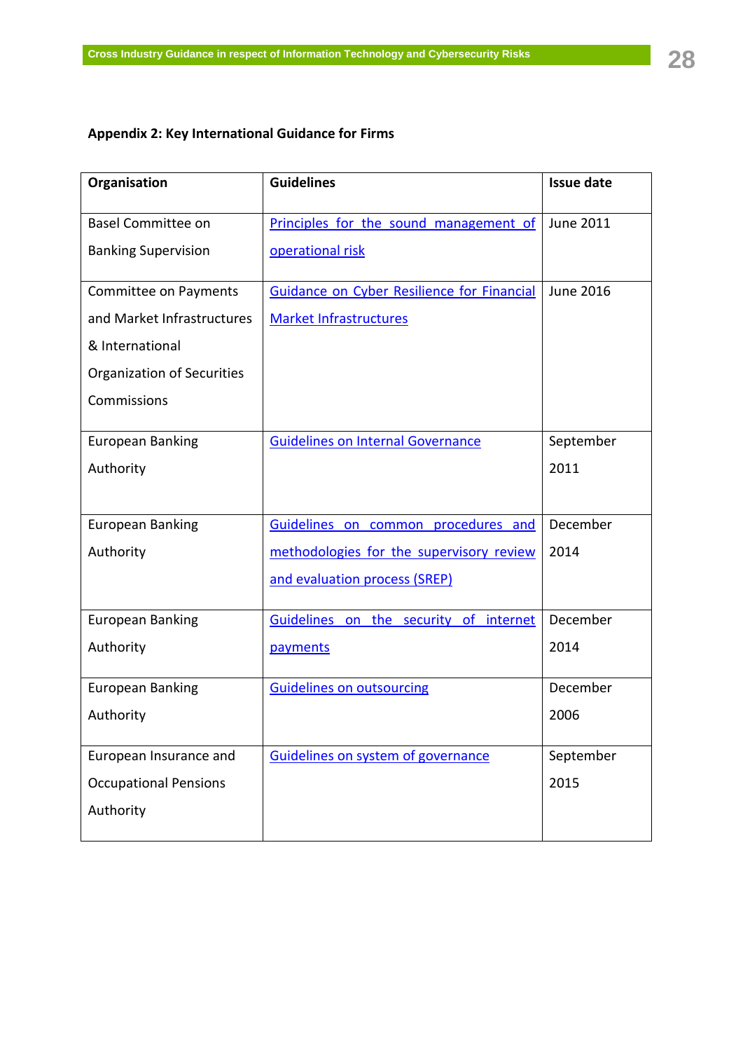**Appendix 2: Key International Guidance for Firms**

| Organisation | Guidelines | Issue date |
|---|---|---|
| Basel Committee on Banking Supervision | Principles for the sound management of operational risk | June 2011 |
| Committee on Payments and Market Infrastructures & International Organization of Securities Commissions | Guidance on Cyber Resilience for Financial Market Infrastructures | June 2016 |
| European Banking Authority | Guidelines on Internal Governance | September 2011 |
| European Banking Authority | Guidelines on common procedures and methodologies for the supervisory review and evaluation process (SREP) | December 2014 |
| European Banking Authority | Guidelines on the security of internet payments | December 2014 |
| European Banking Authority | Guidelines on outsourcing | December 2006 |
| European Insurance and Occupational Pensions Authority | Guidelines on system of governance | September 2015 |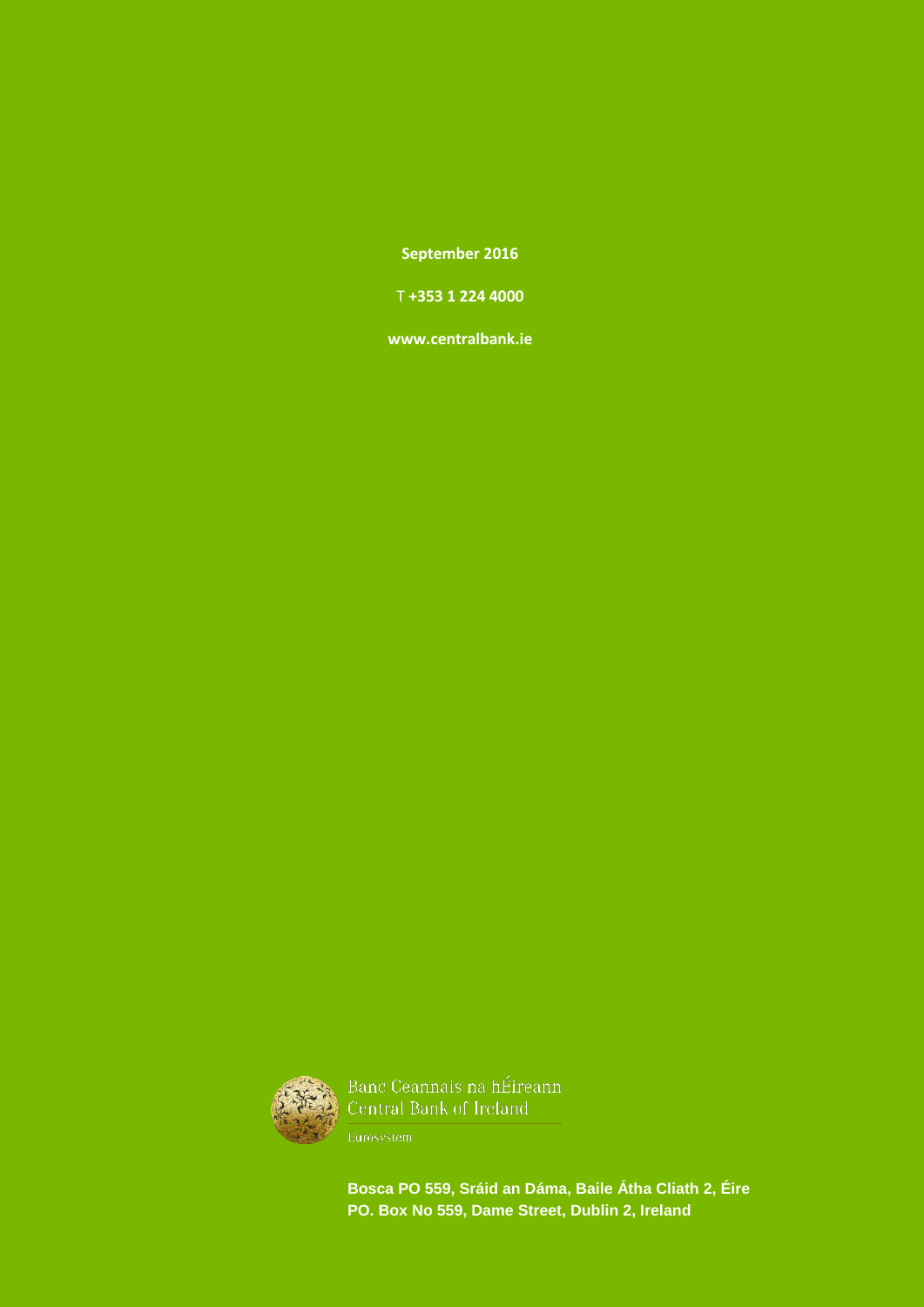**September 2016**

T **+353 1 224 4000**

**www.centralbank.ie**

Banc Ceannais na hÉireann
Central Bank of Ireland

Eurosystem

**Bosca PO 559, Sráid an Dáma, Baile Átha Cliath 2, Éire**
**PO. Box No 559, Dame Street, Dublin 2, Ireland**